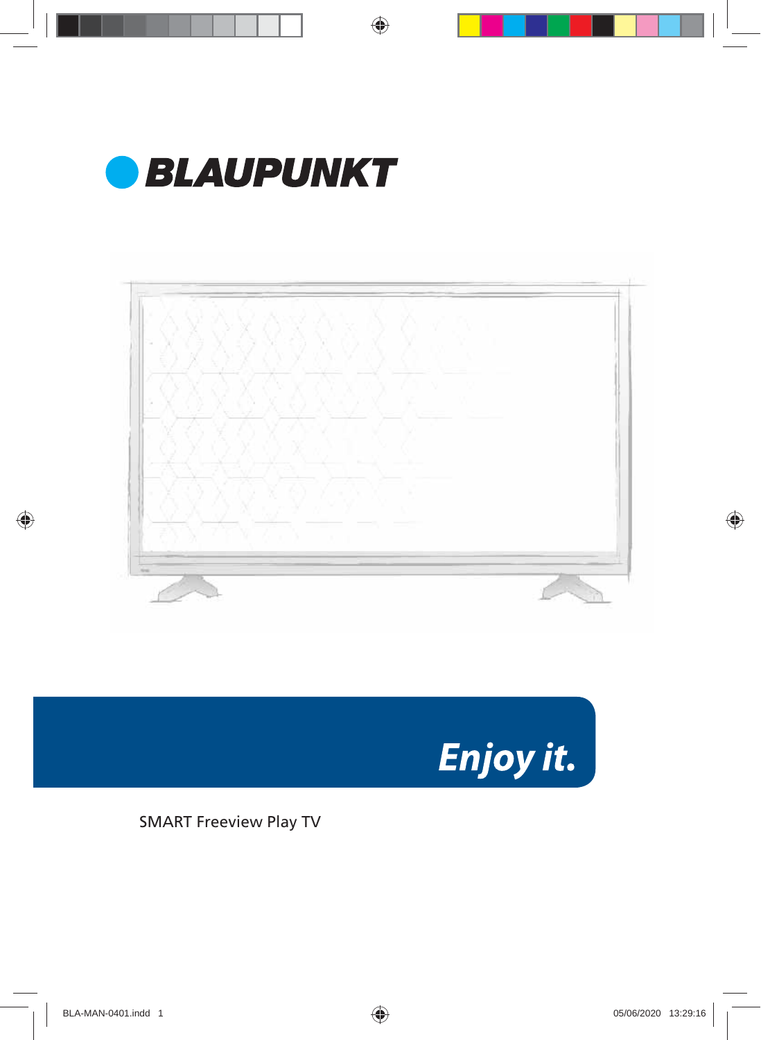# BLAUPUNKT

*Enjoy it.*

SMART Freeview Play TV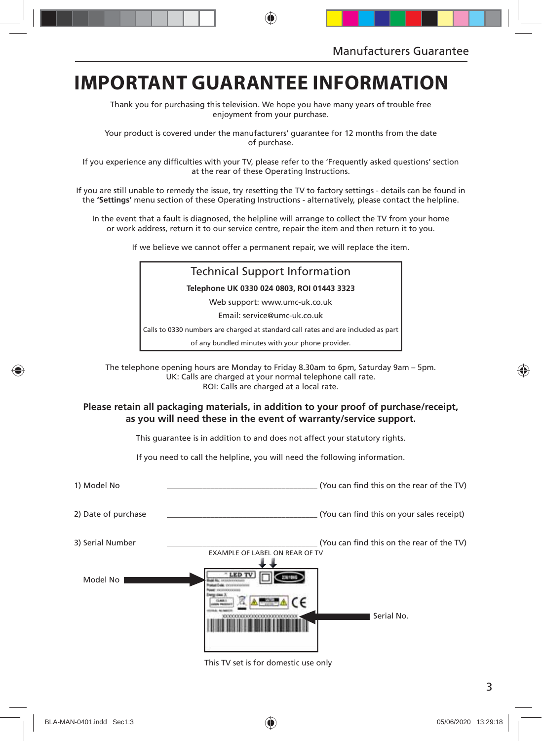# IMPORTANT GUARANTEE INFORMATION

Thank you for purchasing this television. We hope you have many years of trouble free enjoyment from your purchase.

Your product is covered under the manufacturers' guarantee for 12 months from the date of purchase.

If you experience any difficulties with your TV, please refer to the 'Frequently asked questions' section at the rear of these Operating Instructions.

If you are still unable to remedy the issue, try resetting the TV to factory settings - details can be found in the **'Settings'** menu section of these Operating Instructions - alternatively, please contact the helpline.

In the event that a fault is diagnosed, the helpline will arrange to collect the TV from your home or work address, return it to our service centre, repair the item and then return it to you.

If we believe we cannot offer a permanent repair, we will replace the item.

## Technical Support Information

**Telephone UK 0330 024 0803, ROI 01443 3323**

Web support: www.umc-uk.co.uk

Email: service@umc-uk.co.uk

Calls to 0330 numbers are charged at standard call rates and are included as part of any bundled minutes with your phone provider.

The telephone opening hours are Monday to Friday 8.30am to 6pm, Saturday 9am – 5pm.
UK: Calls are charged at your normal telephone call rate.
ROI: Calls are charged at a local rate.

**Please retain all packaging materials, in addition to your proof of purchase/receipt, as you will need these in the event of warranty/service support.**

This guarantee is in addition to and does not affect your statutory rights.

If you need to call the helpline, you will need the following information.

1) Model No ______________________ (You can find this on the rear of the TV)

2) Date of purchase ______________________ (You can find this on your sales receipt)

3) Serial Number ______________________ (You can find this on the rear of the TV)

EXAMPLE OF LABEL ON REAR OF TV

Model No

Serial No.

This TV set is for domestic use only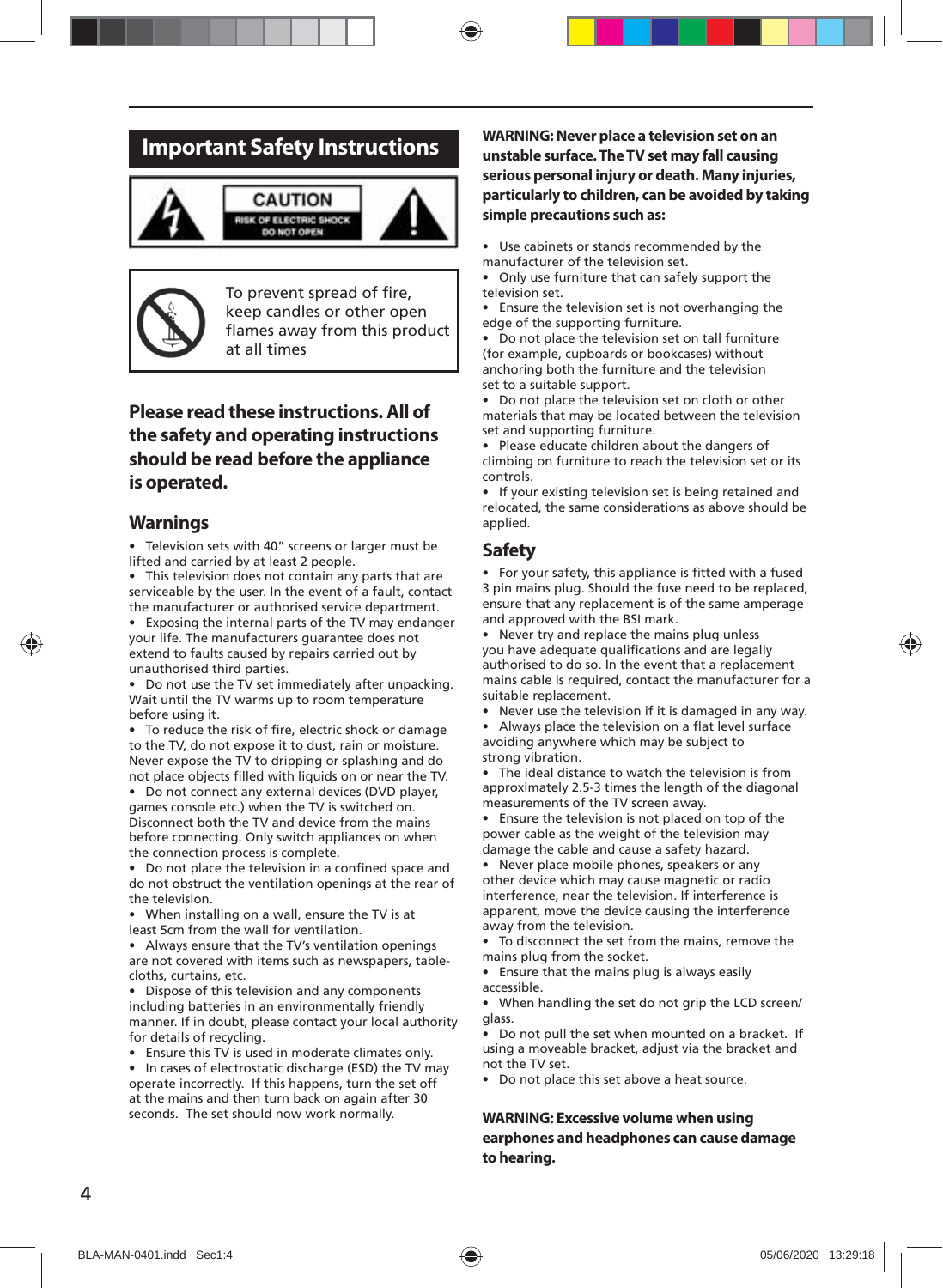# Important Safety Instructions

CAUTION
RISK OF ELECTRIC SHOCK
DO NOT OPEN

To prevent spread of fire, keep candles or other open flames away from this product at all times

## Please read these instructions. All of the safety and operating instructions should be read before the appliance is operated.

## Warnings

- Television sets with 40" screens or larger must be lifted and carried by at least 2 people.
- This television does not contain any parts that are serviceable by the user. In the event of a fault, contact the manufacturer or authorised service department.
- Exposing the internal parts of the TV may endanger your life. The manufacturers guarantee does not extend to faults caused by repairs carried out by unauthorised third parties.
- Do not use the TV set immediately after unpacking. Wait until the TV warms up to room temperature before using it.
- To reduce the risk of fire, electric shock or damage to the TV, do not expose it to dust, rain or moisture. Never expose the TV to dripping or splashing and do not place objects filled with liquids on or near the TV.
- Do not connect any external devices (DVD player, games console etc.) when the TV is switched on. Disconnect both the TV and device from the mains before connecting. Only switch appliances on when the connection process is complete.
- Do not place the television in a confined space and do not obstruct the ventilation openings at the rear of the television.
- When installing on a wall, ensure the TV is at least 5cm from the wall for ventilation.
- Always ensure that the TV's ventilation openings are not covered with items such as newspapers, table-cloths, curtains, etc.
- Dispose of this television and any components including batteries in an environmentally friendly manner. If in doubt, please contact your local authority for details of recycling.
- Ensure this TV is used in moderate climates only.
- In cases of electrostatic discharge (ESD) the TV may operate incorrectly. If this happens, turn the set off at the mains and then turn back on again after 30 seconds. The set should now work normally.

**WARNING: Never place a television set on an unstable surface. The TV set may fall causing serious personal injury or death. Many injuries, particularly to children, can be avoided by taking simple precautions such as:**

- Use cabinets or stands recommended by the manufacturer of the television set.
- Only use furniture that can safely support the television set.
- Ensure the television set is not overhanging the edge of the supporting furniture.
- Do not place the television set on tall furniture (for example, cupboards or bookcases) without anchoring both the furniture and the television set to a suitable support.
- Do not place the television set on cloth or other materials that may be located between the television set and supporting furniture.
- Please educate children about the dangers of climbing on furniture to reach the television set or its controls.
- If your existing television set is being retained and relocated, the same considerations as above should be applied.

## Safety

- For your safety, this appliance is fitted with a fused 3 pin mains plug. Should the fuse need to be replaced, ensure that any replacement is of the same amperage and approved with the BSI mark.
- Never try and replace the mains plug unless you have adequate qualifications and are legally authorised to do so. In the event that a replacement mains cable is required, contact the manufacturer for a suitable replacement.
- Never use the television if it is damaged in any way.
- Always place the television on a flat level surface avoiding anywhere which may be subject to strong vibration.
- The ideal distance to watch the television is from approximately 2.5-3 times the length of the diagonal measurements of the TV screen away.
- Ensure the television is not placed on top of the power cable as the weight of the television may damage the cable and cause a safety hazard.
- Never place mobile phones, speakers or any other device which may cause magnetic or radio interference, near the television. If interference is apparent, move the device causing the interference away from the television.
- To disconnect the set from the mains, remove the mains plug from the socket.
- Ensure that the mains plug is always easily accessible.
- When handling the set do not grip the LCD screen/ glass.
- Do not pull the set when mounted on a bracket. If using a moveable bracket, adjust via the bracket and not the TV set.
- Do not place this set above a heat source.

**WARNING: Excessive volume when using earphones and headphones can cause damage to hearing.**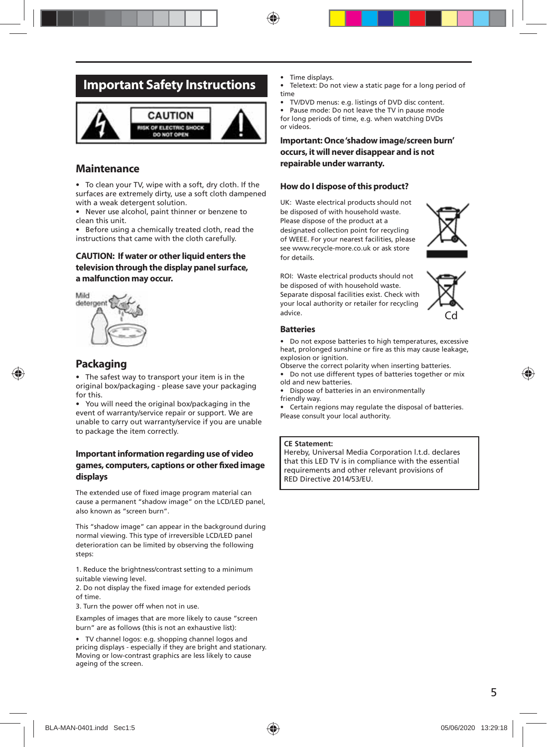# Important Safety Instructions

CAUTION

RISK OF ELECTRIC SHOCK DO NOT OPEN

## Maintenance

- To clean your TV, wipe with a soft, dry cloth. If the surfaces are extremely dirty, use a soft cloth dampened with a weak detergent solution.
- Never use alcohol, paint thinner or benzene to clean this unit.
- Before using a chemically treated cloth, read the instructions that came with the cloth carefully.

**CAUTION: If water or other liquid enters the television through the display panel surface, a malfunction may occur.**

Mild detergent

## Packaging

- The safest way to transport your item is in the original box/packaging - please save your packaging for this.
- You will need the original box/packaging in the event of warranty/service repair or support. We are unable to carry out warranty/service if you are unable to package the item correctly.

### Important information regarding use of video games, computers, captions or other fixed image displays

The extended use of fixed image program material can cause a permanent "shadow image" on the LCD/LED panel, also known as "screen burn".

This "shadow image" can appear in the background during normal viewing. This type of irreversible LCD/LED panel deterioration can be limited by observing the following steps:

1. Reduce the brightness/contrast setting to a minimum suitable viewing level.
2. Do not display the fixed image for extended periods of time.
3. Turn the power off when not in use.

Examples of images that are more likely to cause "screen burn" are as follows (this is not an exhaustive list):

- TV channel logos: e.g. shopping channel logos and pricing displays - especially if they are bright and stationary. Moving or low-contrast graphics are less likely to cause ageing of the screen.
- Time displays.
- Teletext: Do not view a static page for a long period of time
- TV/DVD menus: e.g. listings of DVD disc content.
- Pause mode: Do not leave the TV in pause mode for long periods of time, e.g. when watching DVDs or videos.

**Important: Once 'shadow image/screen burn' occurs, it will never disappear and is not repairable under warranty.**

### How do I dispose of this product?

UK: Waste electrical products should not be disposed of with household waste. Please dispose of the product at a designated collection point for recycling of WEEE. For your nearest facilities, please see www.recycle-more.co.uk or ask store for details.

ROI: Waste electrical products should not be disposed of with household waste. Separate disposal facilities exist. Check with your local authority or retailer for recycling advice.

Cd

### Batteries

- Do not expose batteries to high temperatures, excessive heat, prolonged sunshine or fire as this may cause leakage, explosion or ignition.

Observe the correct polarity when inserting batteries.

- Do not use different types of batteries together or mix old and new batteries.
- Dispose of batteries in an environmentally friendly way.
- Certain regions may regulate the disposal of batteries. Please consult your local authority.

**CE Statement:**
Hereby, Universal Media Corporation l.t.d. declares that this LED TV is in compliance with the essential requirements and other relevant provisions of RED Directive 2014/53/EU.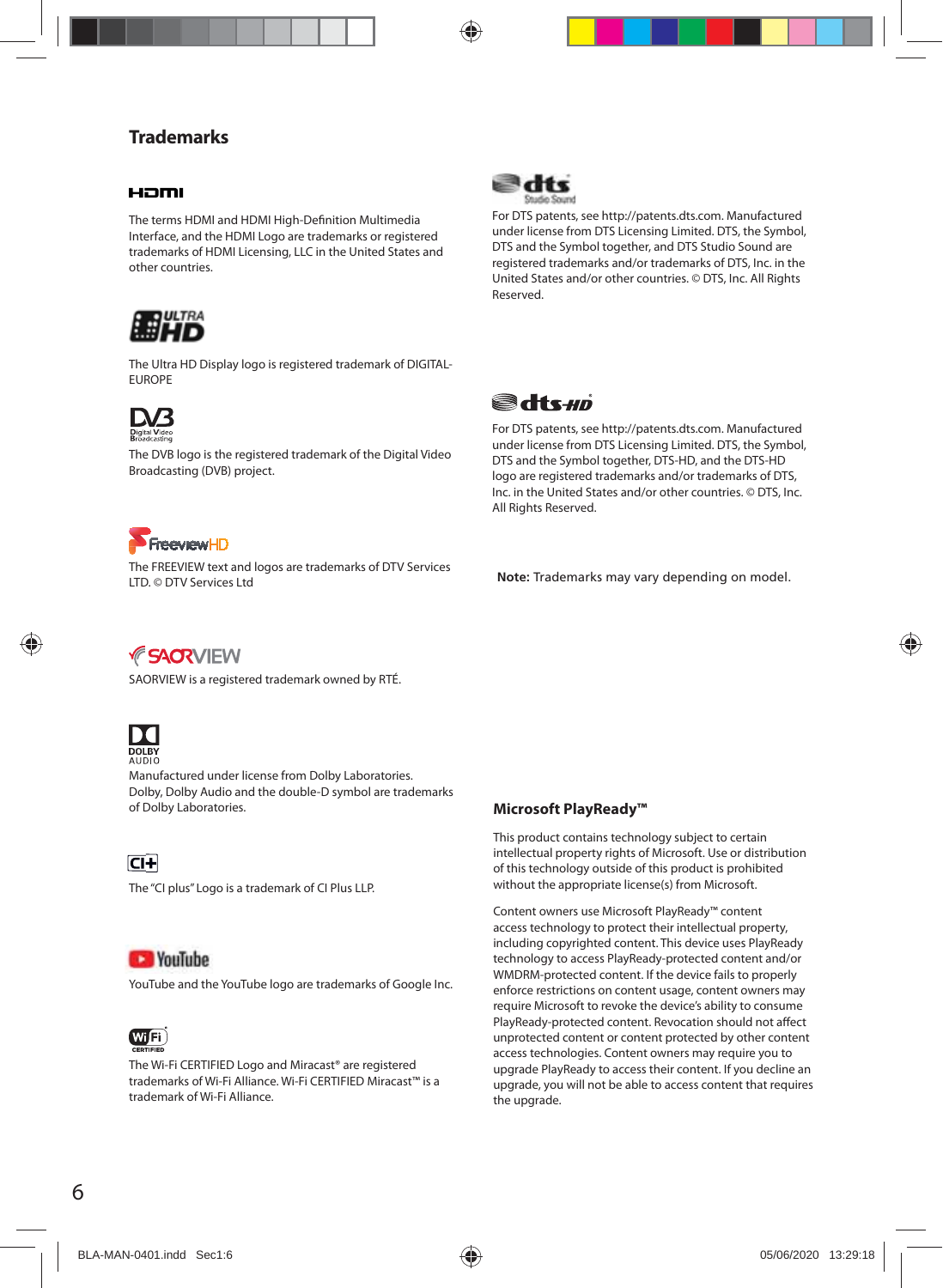## Trademarks

The terms HDMI and HDMI High-Definition Multimedia Interface, and the HDMI Logo are trademarks or registered trademarks of HDMI Licensing, LLC in the United States and other countries.

The Ultra HD Display logo is registered trademark of DIGITAL-EUROPE

The DVB logo is the registered trademark of the Digital Video Broadcasting (DVB) project.

The FREEVIEW text and logos are trademarks of DTV Services LTD. © DTV Services Ltd

SAORVIEW is a registered trademark owned by RTÉ.

Manufactured under license from Dolby Laboratories. Dolby, Dolby Audio and the double-D symbol are trademarks of Dolby Laboratories.

The "CI plus" Logo is a trademark of CI Plus LLP.

YouTube and the YouTube logo are trademarks of Google Inc.

The Wi-Fi CERTIFIED Logo and Miracast® are registered trademarks of Wi-Fi Alliance. Wi-Fi CERTIFIED Miracast™ is a trademark of Wi-Fi Alliance.

For DTS patents, see http://patents.dts.com. Manufactured under license from DTS Licensing Limited. DTS, the Symbol, DTS and the Symbol together, and DTS Studio Sound are registered trademarks and/or trademarks of DTS, Inc. in the United States and/or other countries. © DTS, Inc. All Rights Reserved.

For DTS patents, see http://patents.dts.com. Manufactured under license from DTS Licensing Limited. DTS, the Symbol, DTS and the Symbol together, DTS-HD, and the DTS-HD logo are registered trademarks and/or trademarks of DTS, Inc. in the United States and/or other countries. © DTS, Inc. All Rights Reserved.

**Note:** Trademarks may vary depending on model.

### Microsoft PlayReady™

This product contains technology subject to certain intellectual property rights of Microsoft. Use or distribution of this technology outside of this product is prohibited without the appropriate license(s) from Microsoft.

Content owners use Microsoft PlayReady™ content access technology to protect their intellectual property, including copyrighted content. This device uses PlayReady technology to access PlayReady-protected content and/or WMDRM-protected content. If the device fails to properly enforce restrictions on content usage, content owners may require Microsoft to revoke the device's ability to consume PlayReady-protected content. Revocation should not affect unprotected content or content protected by other content access technologies. Content owners may require you to upgrade PlayReady to access their content. If you decline an upgrade, you will not be able to access content that requires the upgrade.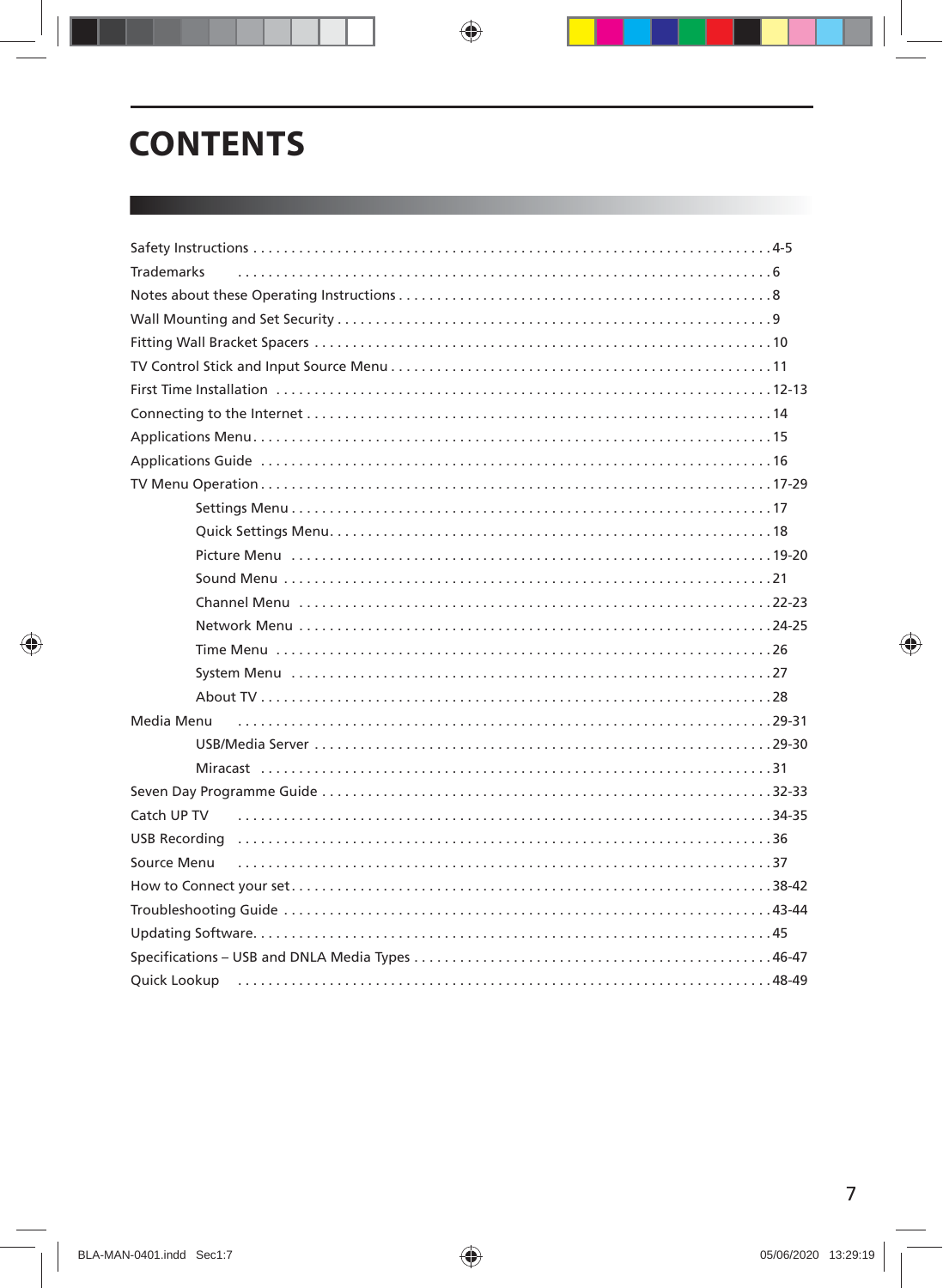# CONTENTS

Safety Instructions . . . . . . . . . . . . . . . . . . . . . . . . . . . . . . . . . . . . . . . . . . . . . . . . . . . . . . . . . . . . . . . . . . .4-5
Trademarks . . . . . . . . . . . . . . . . . . . . . . . . . . . . . . . . . . . . . . . . . . . . . . . . . . . . . . . . . . . . . . . . . . . . . .6
Notes about these Operating Instructions . . . . . . . . . . . . . . . . . . . . . . . . . . . . . . . . . . . . . . . . . . . . . . . .8
Wall Mounting and Set Security . . . . . . . . . . . . . . . . . . . . . . . . . . . . . . . . . . . . . . . . . . . . . . . . . . . . . . .9
Fitting Wall Bracket Spacers . . . . . . . . . . . . . . . . . . . . . . . . . . . . . . . . . . . . . . . . . . . . . . . . . . . . . . . . . .10
TV Control Stick and Input Source Menu . . . . . . . . . . . . . . . . . . . . . . . . . . . . . . . . . . . . . . . . . . . . . . . .11
First Time Installation . . . . . . . . . . . . . . . . . . . . . . . . . . . . . . . . . . . . . . . . . . . . . . . . . . . . . . . . . . . . . . .12-13
Connecting to the Internet . . . . . . . . . . . . . . . . . . . . . . . . . . . . . . . . . . . . . . . . . . . . . . . . . . . . . . . . . . . .14
Applications Menu. . . . . . . . . . . . . . . . . . . . . . . . . . . . . . . . . . . . . . . . . . . . . . . . . . . . . . . . . . . . . . . . . . .15
Applications Guide . . . . . . . . . . . . . . . . . . . . . . . . . . . . . . . . . . . . . . . . . . . . . . . . . . . . . . . . . . . . . . . . .16
TV Menu Operation . . . . . . . . . . . . . . . . . . . . . . . . . . . . . . . . . . . . . . . . . . . . . . . . . . . . . . . . . . . . . . . . .17-29
- Settings Menu . . . . . . . . . . . . . . . . . . . . . . . . . . . . . . . . . . . . . . . . . . . . . . . . . . . . . . . . . . . . . . .17
- Quick Settings Menu. . . . . . . . . . . . . . . . . . . . . . . . . . . . . . . . . . . . . . . . . . . . . . . . . . . . . . . . . .18
- Picture Menu . . . . . . . . . . . . . . . . . . . . . . . . . . . . . . . . . . . . . . . . . . . . . . . . . . . . . . . . . . . . . . .19-20
- Sound Menu . . . . . . . . . . . . . . . . . . . . . . . . . . . . . . . . . . . . . . . . . . . . . . . . . . . . . . . . . . . . . . . .21
- Channel Menu . . . . . . . . . . . . . . . . . . . . . . . . . . . . . . . . . . . . . . . . . . . . . . . . . . . . . . . . . . . . . .22-23
- Network Menu . . . . . . . . . . . . . . . . . . . . . . . . . . . . . . . . . . . . . . . . . . . . . . . . . . . . . . . . . . . . . .24-25
- Time Menu . . . . . . . . . . . . . . . . . . . . . . . . . . . . . . . . . . . . . . . . . . . . . . . . . . . . . . . . . . . . . . . . .26
- System Menu . . . . . . . . . . . . . . . . . . . . . . . . . . . . . . . . . . . . . . . . . . . . . . . . . . . . . . . . . . . . . . .27
- About TV . . . . . . . . . . . . . . . . . . . . . . . . . . . . . . . . . . . . . . . . . . . . . . . . . . . . . . . . . . . . . . . . . .28

Media Menu . . . . . . . . . . . . . . . . . . . . . . . . . . . . . . . . . . . . . . . . . . . . . . . . . . . . . . . . . . . . . . . . . . . . . .29-31
- USB/Media Server . . . . . . . . . . . . . . . . . . . . . . . . . . . . . . . . . . . . . . . . . . . . . . . . . . . . . . . . . . . .29-30
- Miracast . . . . . . . . . . . . . . . . . . . . . . . . . . . . . . . . . . . . . . . . . . . . . . . . . . . . . . . . . . . . . . . . . . .31

Seven Day Programme Guide . . . . . . . . . . . . . . . . . . . . . . . . . . . . . . . . . . . . . . . . . . . . . . . . . . . . . . . . .32-33
Catch UP TV . . . . . . . . . . . . . . . . . . . . . . . . . . . . . . . . . . . . . . . . . . . . . . . . . . . . . . . . . . . . . . . . . . . . . .34-35
USB Recording . . . . . . . . . . . . . . . . . . . . . . . . . . . . . . . . . . . . . . . . . . . . . . . . . . . . . . . . . . . . . . . . . . . .36
Source Menu . . . . . . . . . . . . . . . . . . . . . . . . . . . . . . . . . . . . . . . . . . . . . . . . . . . . . . . . . . . . . . . . . . . . .37
How to Connect your set. . . . . . . . . . . . . . . . . . . . . . . . . . . . . . . . . . . . . . . . . . . . . . . . . . . . . . . . . . . . .38-42
Troubleshooting Guide . . . . . . . . . . . . . . . . . . . . . . . . . . . . . . . . . . . . . . . . . . . . . . . . . . . . . . . . . . . . . .43-44
Updating Software. . . . . . . . . . . . . . . . . . . . . . . . . . . . . . . . . . . . . . . . . . . . . . . . . . . . . . . . . . . . . . . . . .45
Specifications – USB and DNLA Media Types . . . . . . . . . . . . . . . . . . . . . . . . . . . . . . . . . . . . . . . . . . . . .46-47
Quick Lookup . . . . . . . . . . . . . . . . . . . . . . . . . . . . . . . . . . . . . . . . . . . . . . . . . . . . . . . . . . . . . . . . . . . .48-49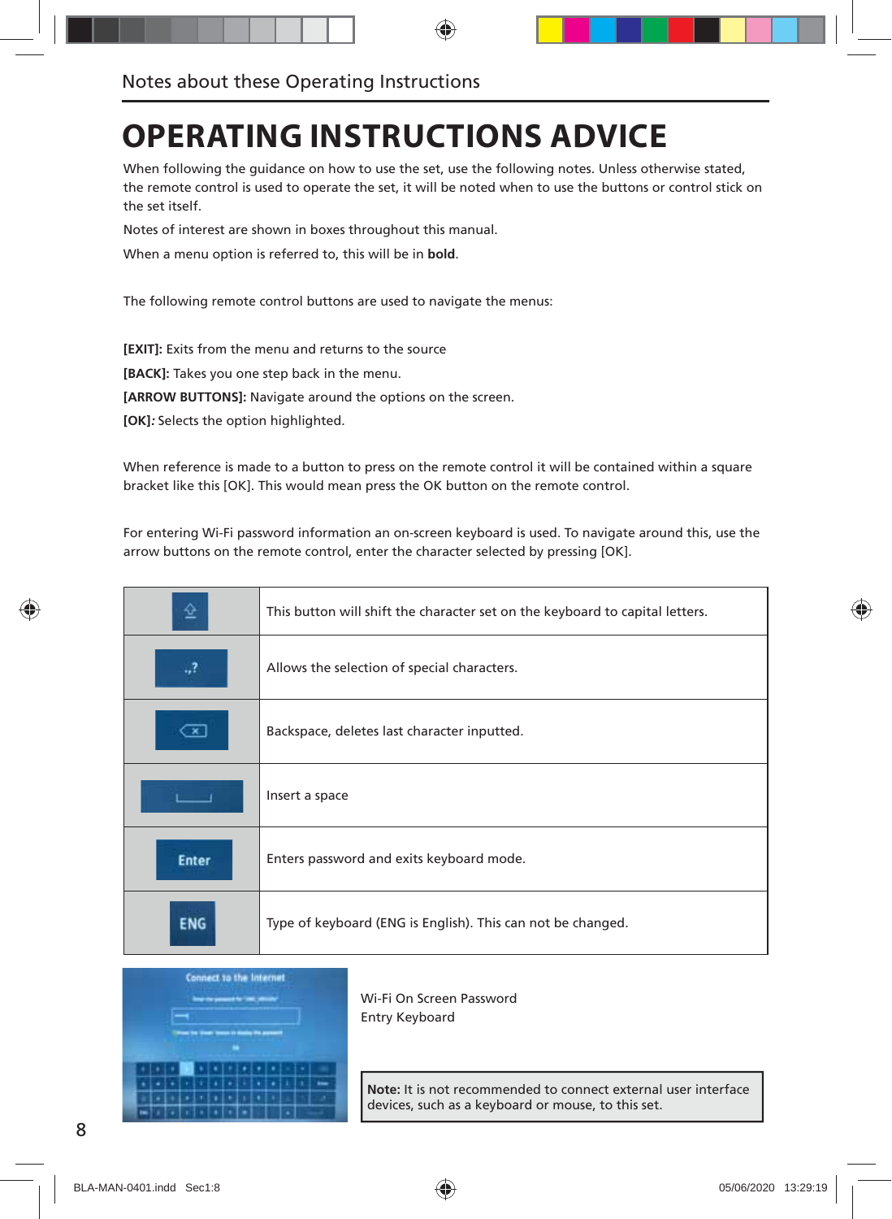# OPERATING INSTRUCTIONS ADVICE

When following the guidance on how to use the set, use the following notes. Unless otherwise stated, the remote control is used to operate the set, it will be noted when to use the buttons or control stick on the set itself.

Notes of interest are shown in boxes throughout this manual.

When a menu option is referred to, this will be in **bold**.

The following remote control buttons are used to navigate the menus:

**[EXIT]:** Exits from the menu and returns to the source

**[BACK]:** Takes you one step back in the menu.

**[ARROW BUTTONS]:** Navigate around the options on the screen.

**[OK]**: Selects the option highlighted.

When reference is made to a button to press on the remote control it will be contained within a square bracket like this [OK]. This would mean press the OK button on the remote control.

For entering Wi-Fi password information an on-screen keyboard is used. To navigate around this, use the arrow buttons on the remote control, enter the character selected by pressing [OK].

| Button | Description |
|---|---|
| ⇧ | This button will shift the character set on the keyboard to capital letters. |
| .,? | Allows the selection of special characters. |
| ⌫ | Backspace, deletes last character inputted. |
| ␣ | Insert a space |
| Enter | Enters password and exits keyboard mode. |
| ENG | Type of keyboard (ENG is English). This can not be changed. |

Wi-Fi On Screen Password Entry Keyboard

**Note:** It is not recommended to connect external user interface devices, such as a keyboard or mouse, to this set.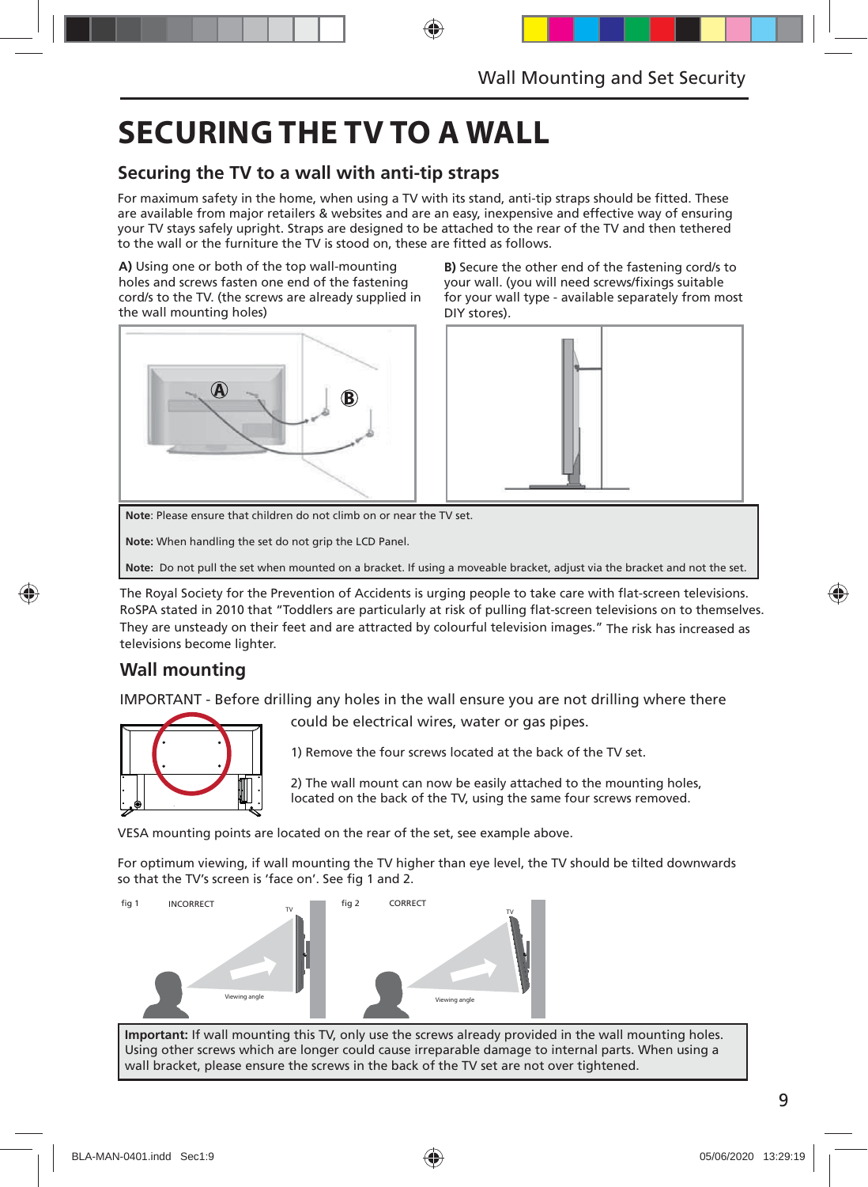# SECURING THE TV TO A WALL

## Securing the TV to a wall with anti-tip straps

For maximum safety in the home, when using a TV with its stand, anti-tip straps should be fitted. These are available from major retailers & websites and are an easy, inexpensive and effective way of ensuring your TV stays safely upright. Straps are designed to be attached to the rear of the TV and then tethered to the wall or the furniture the TV is stood on, these are fitted as follows.

**A)** Using one or both of the top wall-mounting holes and screws fasten one end of the fastening cord/s to the TV. (the screws are already supplied in the wall mounting holes)

**B)** Secure the other end of the fastening cord/s to your wall. (you will need screws/fixings suitable for your wall type - available separately from most DIY stores).

**Note**: Please ensure that children do not climb on or near the TV set.

**Note:** When handling the set do not grip the LCD Panel.

**Note:** Do not pull the set when mounted on a bracket. If using a moveable bracket, adjust via the bracket and not the set.

The Royal Society for the Prevention of Accidents is urging people to take care with flat-screen televisions. RoSPA stated in 2010 that "Toddlers are particularly at risk of pulling flat-screen televisions on to themselves. They are unsteady on their feet and are attracted by colourful television images." The risk has increased as televisions become lighter.

## Wall mounting

IMPORTANT - Before drilling any holes in the wall ensure you are not drilling where there could be electrical wires, water or gas pipes.

1) Remove the four screws located at the back of the TV set.

2) The wall mount can now be easily attached to the mounting holes, located on the back of the TV, using the same four screws removed.

VESA mounting points are located on the rear of the set, see example above.

For optimum viewing, if wall mounting the TV higher than eye level, the TV should be tilted downwards so that the TV's screen is 'face on'. See fig 1 and 2.

fig 1 INCORRECT

fig 2 CORRECT

**Important:** If wall mounting this TV, only use the screws already provided in the wall mounting holes. Using other screws which are longer could cause irreparable damage to internal parts. When using a wall bracket, please ensure the screws in the back of the TV set are not over tightened.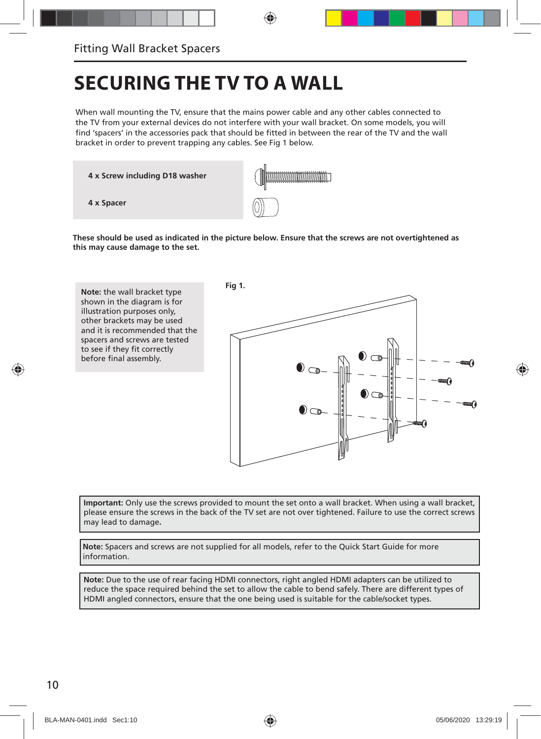Fitting Wall Bracket Spacers

# SECURING THE TV TO A WALL

When wall mounting the TV, ensure that the mains power cable and any other cables connected to the TV from your external devices do not interfere with your wall bracket. On some models, you will find 'spacers' in the accessories pack that should be fitted in between the rear of the TV and the wall bracket in order to prevent trapping any cables. See Fig 1 below.

**4 x Screw including D18 washer**

**4 x Spacer**

**These should be used as indicated in the picture below. Ensure that the screws are not overtightened as this may cause damage to the set.**

**Note:** the wall bracket type shown in the diagram is for illustration purposes only, other brackets may be used and it is recommended that the spacers and screws are tested to see if they fit correctly before final assembly.

**Fig 1.**

**Important:** Only use the screws provided to mount the set onto a wall bracket. When using a wall bracket, please ensure the screws in the back of the TV set are not over tightened. Failure to use the correct screws may lead to damage.

**Note:** Spacers and screws are not supplied for all models, refer to the Quick Start Guide for more information.

**Note:** Due to the use of rear facing HDMI connectors, right angled HDMI adapters can be utilized to reduce the space required behind the set to allow the cable to bend safely. There are different types of HDMI angled connectors, ensure that the one being used is suitable for the cable/socket types.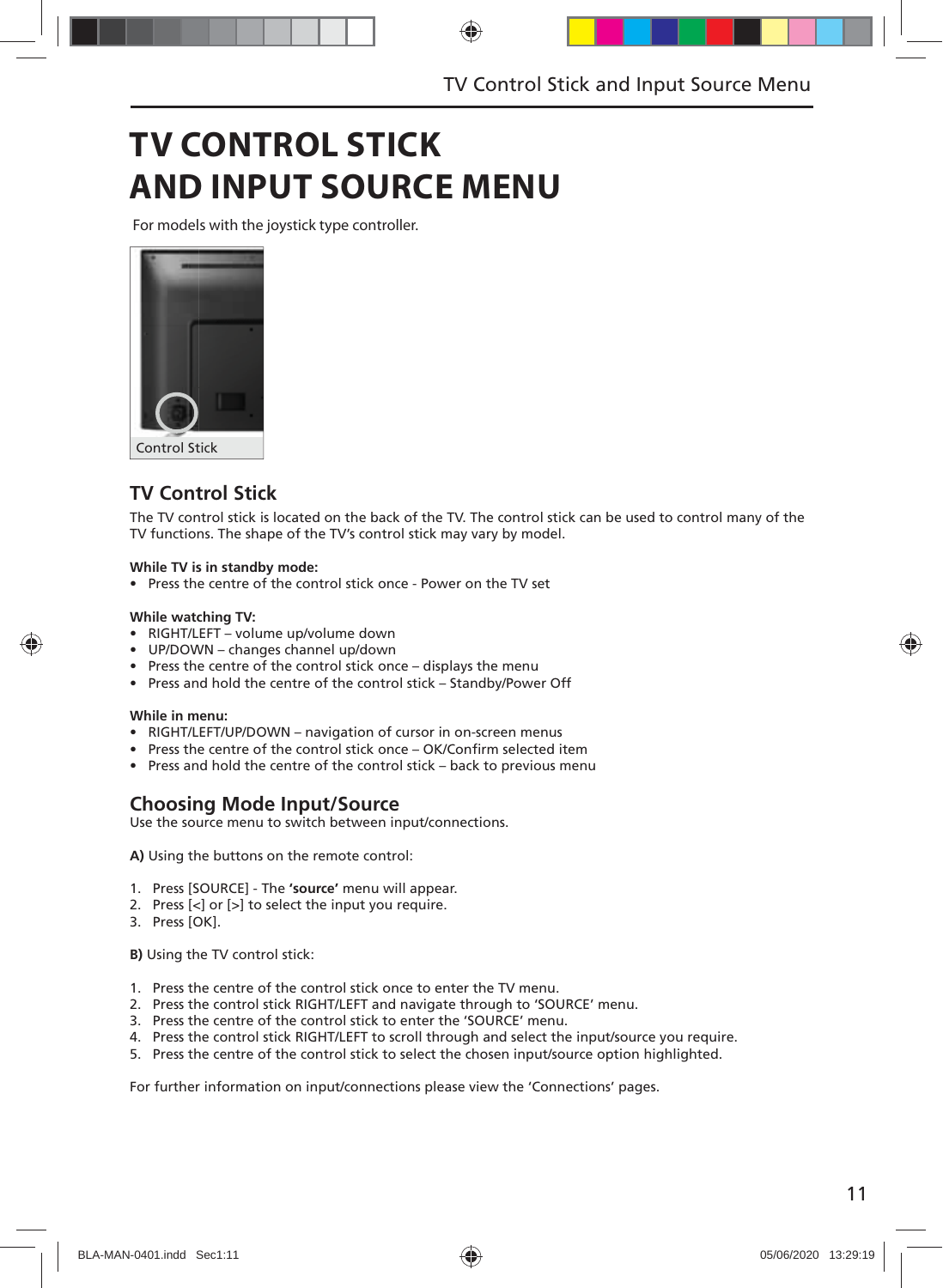# TV CONTROL STICK AND INPUT SOURCE MENU

For models with the joystick type controller.

Control Stick

## TV Control Stick

The TV control stick is located on the back of the TV. The control stick can be used to control many of the TV functions. The shape of the TV's control stick may vary by model.

**While TV is in standby mode:**

- Press the centre of the control stick once - Power on the TV set

**While watching TV:**

- RIGHT/LEFT – volume up/volume down
- UP/DOWN – changes channel up/down
- Press the centre of the control stick once – displays the menu
- Press and hold the centre of the control stick – Standby/Power Off

**While in menu:**

- RIGHT/LEFT/UP/DOWN – navigation of cursor in on-screen menus
- Press the centre of the control stick once – OK/Confirm selected item
- Press and hold the centre of the control stick – back to previous menu

## Choosing Mode Input/Source

Use the source menu to switch between input/connections.

**A)** Using the buttons on the remote control:

1. Press [SOURCE] - The **'source'** menu will appear.
2. Press [<] or [>] to select the input you require.
3. Press [OK].

**B)** Using the TV control stick:

1. Press the centre of the control stick once to enter the TV menu.
2. Press the control stick RIGHT/LEFT and navigate through to 'SOURCE' menu.
3. Press the centre of the control stick to enter the 'SOURCE' menu.
4. Press the control stick RIGHT/LEFT to scroll through and select the input/source you require.
5. Press the centre of the control stick to select the chosen input/source option highlighted.

For further information on input/connections please view the 'Connections' pages.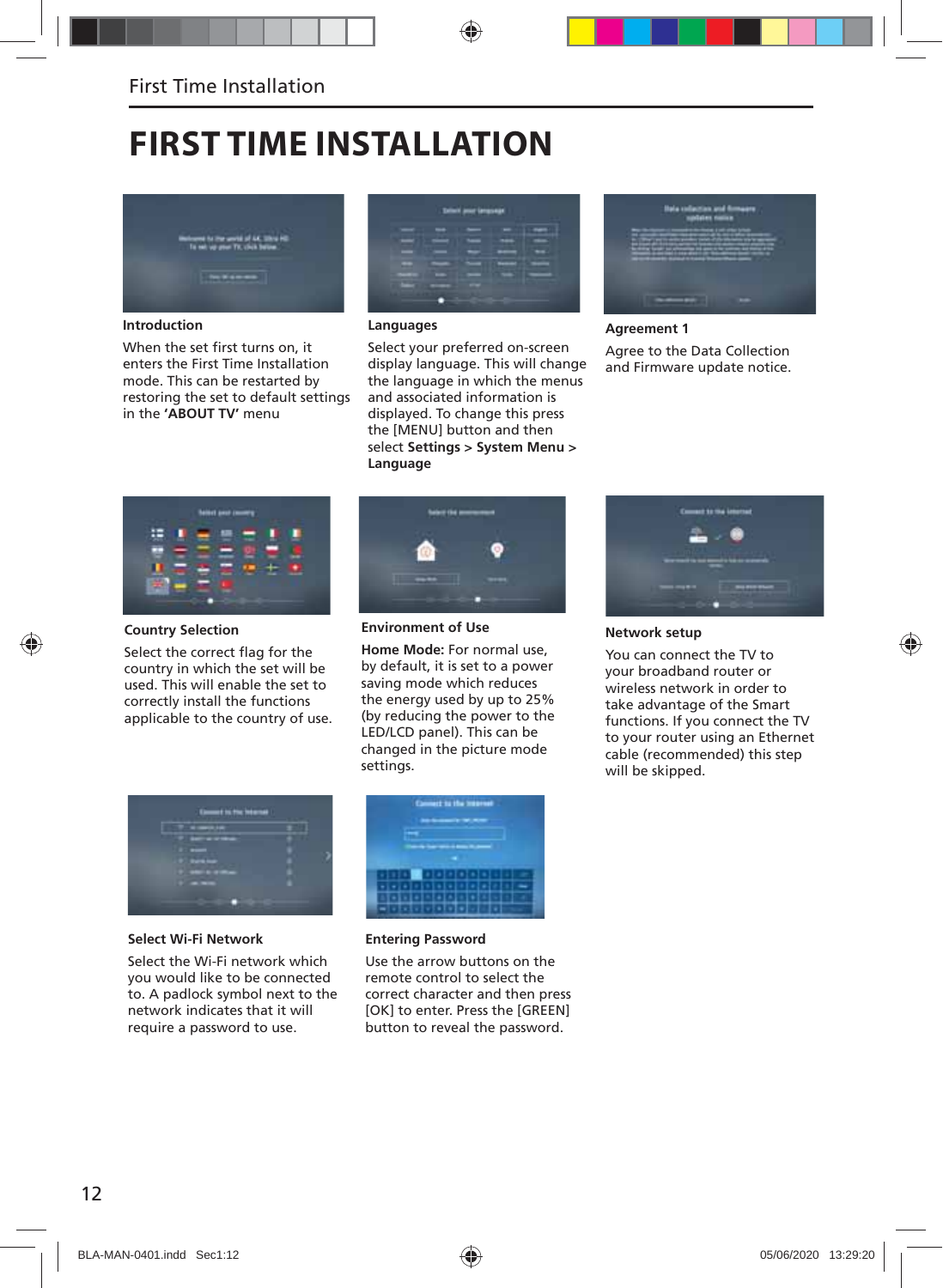# FIRST TIME INSTALLATION

**Introduction**

When the set first turns on, it enters the First Time Installation mode. This can be restarted by restoring the set to default settings in the **'ABOUT TV'** menu

**Languages**

Select your preferred on-screen display language. This will change the language in which the menus and associated information is displayed. To change this press the [MENU] button and then select **Settings > System Menu > Language**

**Agreement 1**

Agree to the Data Collection and Firmware update notice.

**Country Selection**

Select the correct flag for the country in which the set will be used. This will enable the set to correctly install the functions applicable to the country of use.

**Environment of Use**

**Home Mode:** For normal use, by default, it is set to a power saving mode which reduces the energy used by up to 25% (by reducing the power to the LED/LCD panel). This can be changed in the picture mode settings.

**Network setup**

You can connect the TV to your broadband router or wireless network in order to take advantage of the Smart functions. If you connect the TV to your router using an Ethernet cable (recommended) this step will be skipped.

**Select Wi-Fi Network**

Select the Wi-Fi network which you would like to be connected to. A padlock symbol next to the network indicates that it will require a password to use.

**Entering Password**

Use the arrow buttons on the remote control to select the correct character and then press [OK] to enter. Press the [GREEN] button to reveal the password.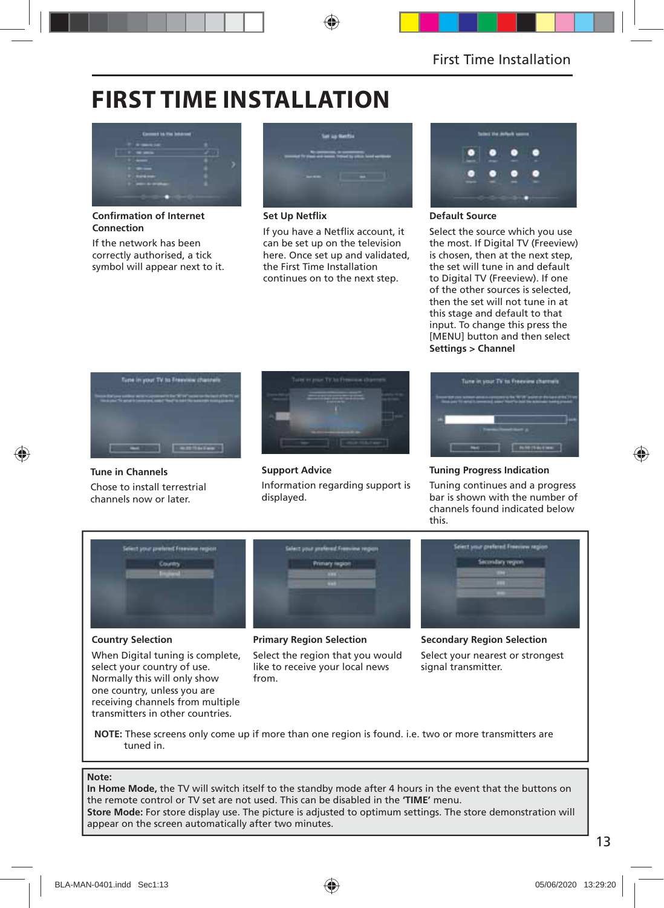# FIRST TIME INSTALLATION

**Confirmation of Internet Connection**

If the network has been correctly authorised, a tick symbol will appear next to it.

**Set Up Netflix**

If you have a Netflix account, it can be set up on the television here. Once set up and validated, the First Time Installation continues on to the next step.

**Default Source**

Select the source which you use the most. If Digital TV (Freeview) is chosen, then at the next step, the set will tune in and default to Digital TV (Freeview). If one of the other sources is selected, then the set will not tune in at this stage and default to that input. To change this press the [MENU] button and then select **Settings > Channel**

**Tune in Channels**

Chose to install terrestrial channels now or later.

**Support Advice**

Information regarding support is displayed.

**Tuning Progress Indication**

Tuning continues and a progress bar is shown with the number of channels found indicated below this.

**Country Selection**

When Digital tuning is complete, select your country of use. Normally this will only show one country, unless you are receiving channels from multiple transmitters in other countries.

**Primary Region Selection**

Select the region that you would like to receive your local news from.

**Secondary Region Selection**

Select your nearest or strongest signal transmitter.

**NOTE:** These screens only come up if more than one region is found. i.e. two or more transmitters are tuned in.

**Note:**
**In Home Mode,** the TV will switch itself to the standby mode after 4 hours in the event that the buttons on the remote control or TV set are not used. This can be disabled in the **'TIME'** menu.
**Store Mode:** For store display use. The picture is adjusted to optimum settings. The store demonstration will appear on the screen automatically after two minutes.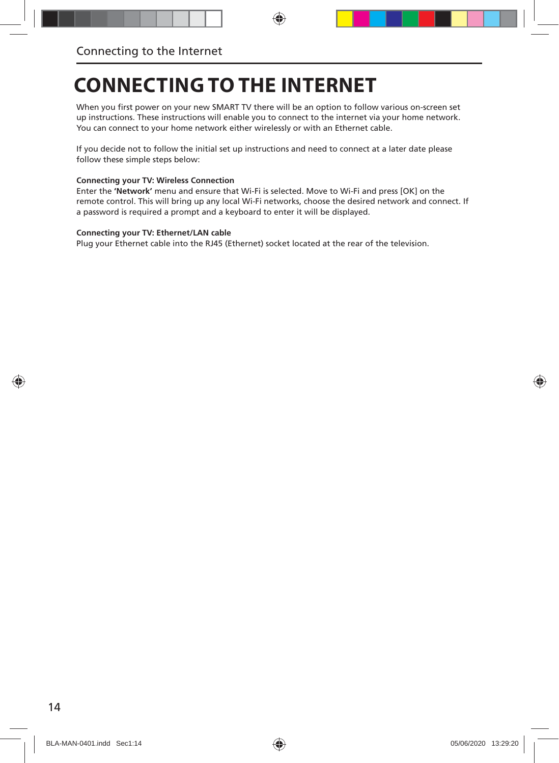# CONNECTING TO THE INTERNET

When you first power on your new SMART TV there will be an option to follow various on-screen set up instructions. These instructions will enable you to connect to the internet via your home network. You can connect to your home network either wirelessly or with an Ethernet cable.

If you decide not to follow the initial set up instructions and need to connect at a later date please follow these simple steps below:

**Connecting your TV: Wireless Connection**
Enter the **'Network'** menu and ensure that Wi-Fi is selected. Move to Wi-Fi and press [OK] on the remote control. This will bring up any local Wi-Fi networks, choose the desired network and connect. If a password is required a prompt and a keyboard to enter it will be displayed.

**Connecting your TV: Ethernet/LAN cable**
Plug your Ethernet cable into the RJ45 (Ethernet) socket located at the rear of the television.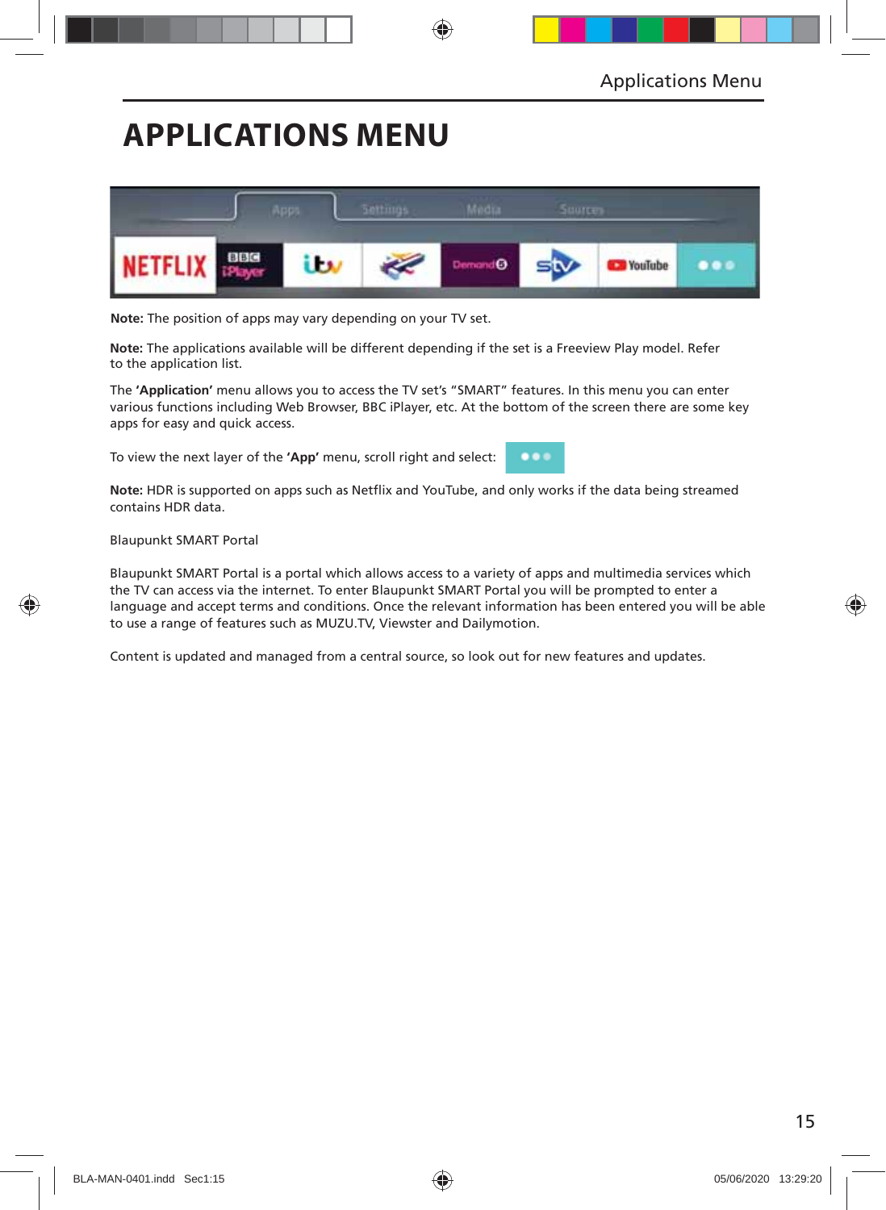# APPLICATIONS MENU

**Note:** The position of apps may vary depending on your TV set.

**Note:** The applications available will be different depending if the set is a Freeview Play model. Refer to the application list.

The **'Application'** menu allows you to access the TV set's "SMART" features. In this menu you can enter various functions including Web Browser, BBC iPlayer, etc. At the bottom of the screen there are some key apps for easy and quick access.

To view the next layer of the **'App'** menu, scroll right and select:

**Note:** HDR is supported on apps such as Netflix and YouTube, and only works if the data being streamed contains HDR data.

Blaupunkt SMART Portal

Blaupunkt SMART Portal is a portal which allows access to a variety of apps and multimedia services which the TV can access via the internet. To enter Blaupunkt SMART Portal you will be prompted to enter a language and accept terms and conditions. Once the relevant information has been entered you will be able to use a range of features such as MUZU.TV, Viewster and Dailymotion.

Content is updated and managed from a central source, so look out for new features and updates.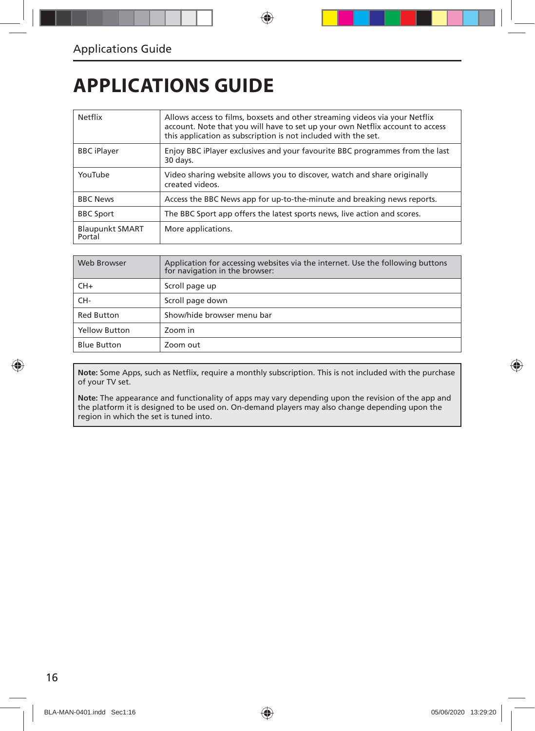# APPLICATIONS GUIDE

| | |
|---|---|
| Netflix | Allows access to films, boxsets and other streaming videos via your Netflix account. Note that you will have to set up your own Netflix account to access this application as subscription is not included with the set. |
| BBC iPlayer | Enjoy BBC iPlayer exclusives and your favourite BBC programmes from the last 30 days. |
| YouTube | Video sharing website allows you to discover, watch and share originally created videos. |
| BBC News | Access the BBC News app for up-to-the-minute and breaking news reports. |
| BBC Sport | The BBC Sport app offers the latest sports news, live action and scores. |
| Blaupunkt SMART Portal | More applications. |

| Web Browser | Application for accessing websites via the internet. Use the following buttons for navigation in the browser: |
|---|---|
| CH+ | Scroll page up |
| CH- | Scroll page down |
| Red Button | Show/hide browser menu bar |
| Yellow Button | Zoom in |
| Blue Button | Zoom out |

**Note:** Some Apps, such as Netflix, require a monthly subscription. This is not included with the purchase of your TV set.

**Note:** The appearance and functionality of apps may vary depending upon the revision of the app and the platform it is designed to be used on. On-demand players may also change depending upon the region in which the set is tuned into.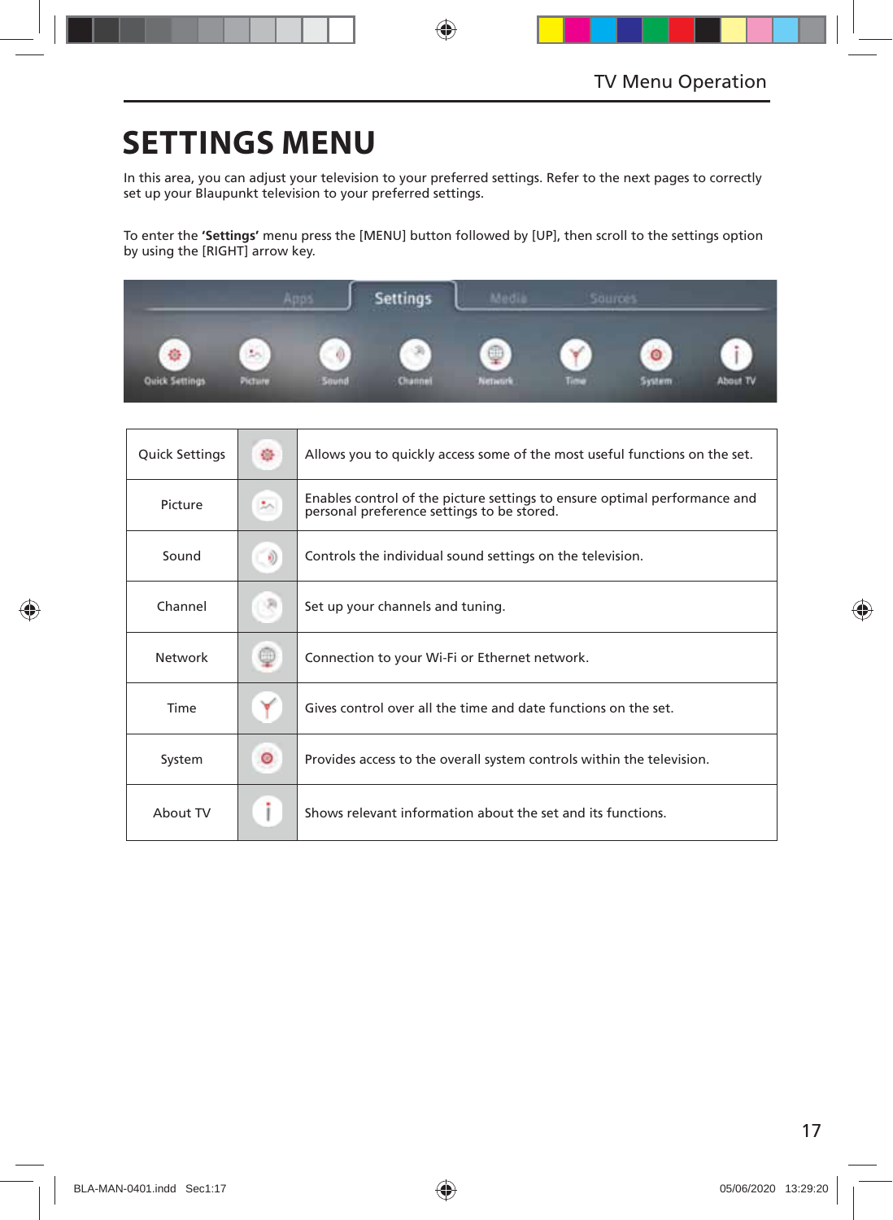# SETTINGS MENU

In this area, you can adjust your television to your preferred settings. Refer to the next pages to correctly set up your Blaupunkt television to your preferred settings.

To enter the **'Settings'** menu press the [MENU] button followed by [UP], then scroll to the settings option by using the [RIGHT] arrow key.

| | | |
|---|---|---|
| Quick Settings | | Allows you to quickly access some of the most useful functions on the set. |
| Picture | | Enables control of the picture settings to ensure optimal performance and personal preference settings to be stored. |
| Sound | | Controls the individual sound settings on the television. |
| Channel | | Set up your channels and tuning. |
| Network | | Connection to your Wi-Fi or Ethernet network. |
| Time | | Gives control over all the time and date functions on the set. |
| System | | Provides access to the overall system controls within the television. |
| About TV | | Shows relevant information about the set and its functions. |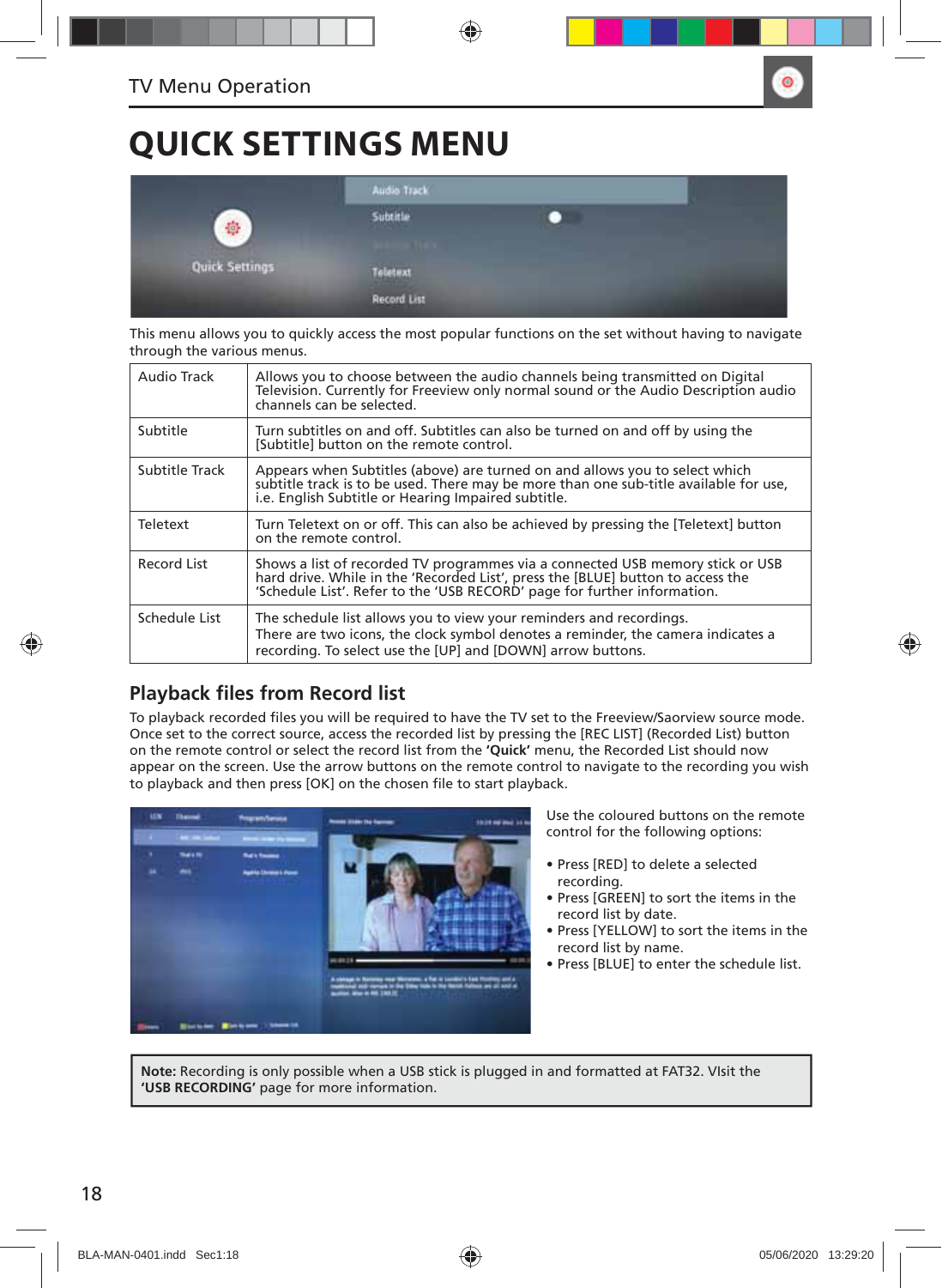# QUICK SETTINGS MENU

This menu allows you to quickly access the most popular functions on the set without having to navigate through the various menus.

| | |
|---|---|
| Audio Track | Allows you to choose between the audio channels being transmitted on Digital Television. Currently for Freeview only normal sound or the Audio Description audio channels can be selected. |
| Subtitle | Turn subtitles on and off. Subtitles can also be turned on and off by using the [Subtitle] button on the remote control. |
| Subtitle Track | Appears when Subtitles (above) are turned on and allows you to select which subtitle track is to be used. There may be more than one sub-title available for use, i.e. English Subtitle or Hearing Impaired subtitle. |
| Teletext | Turn Teletext on or off. This can also be achieved by pressing the [Teletext] button on the remote control. |
| Record List | Shows a list of recorded TV programmes via a connected USB memory stick or USB hard drive. While in the 'Recorded List', press the [BLUE] button to access the 'Schedule List'. Refer to the 'USB RECORD' page for further information. |
| Schedule List | The schedule list allows you to view your reminders and recordings. There are two icons, the clock symbol denotes a reminder, the camera indicates a recording. To select use the [UP] and [DOWN] arrow buttons. |

## Playback files from Record list

To playback recorded files you will be required to have the TV set to the Freeview/Saorview source mode. Once set to the correct source, access the recorded list by pressing the [REC LIST] (Recorded List) button on the remote control or select the record list from the **'Quick'** menu, the Recorded List should now appear on the screen. Use the arrow buttons on the remote control to navigate to the recording you wish to playback and then press [OK] on the chosen file to start playback.

Use the coloured buttons on the remote control for the following options:

- Press [RED] to delete a selected recording.
- Press [GREEN] to sort the items in the record list by date.
- Press [YELLOW] to sort the items in the record list by name.
- Press [BLUE] to enter the schedule list.

**Note:** Recording is only possible when a USB stick is plugged in and formatted at FAT32. VIsit the **'USB RECORDING'** page for more information.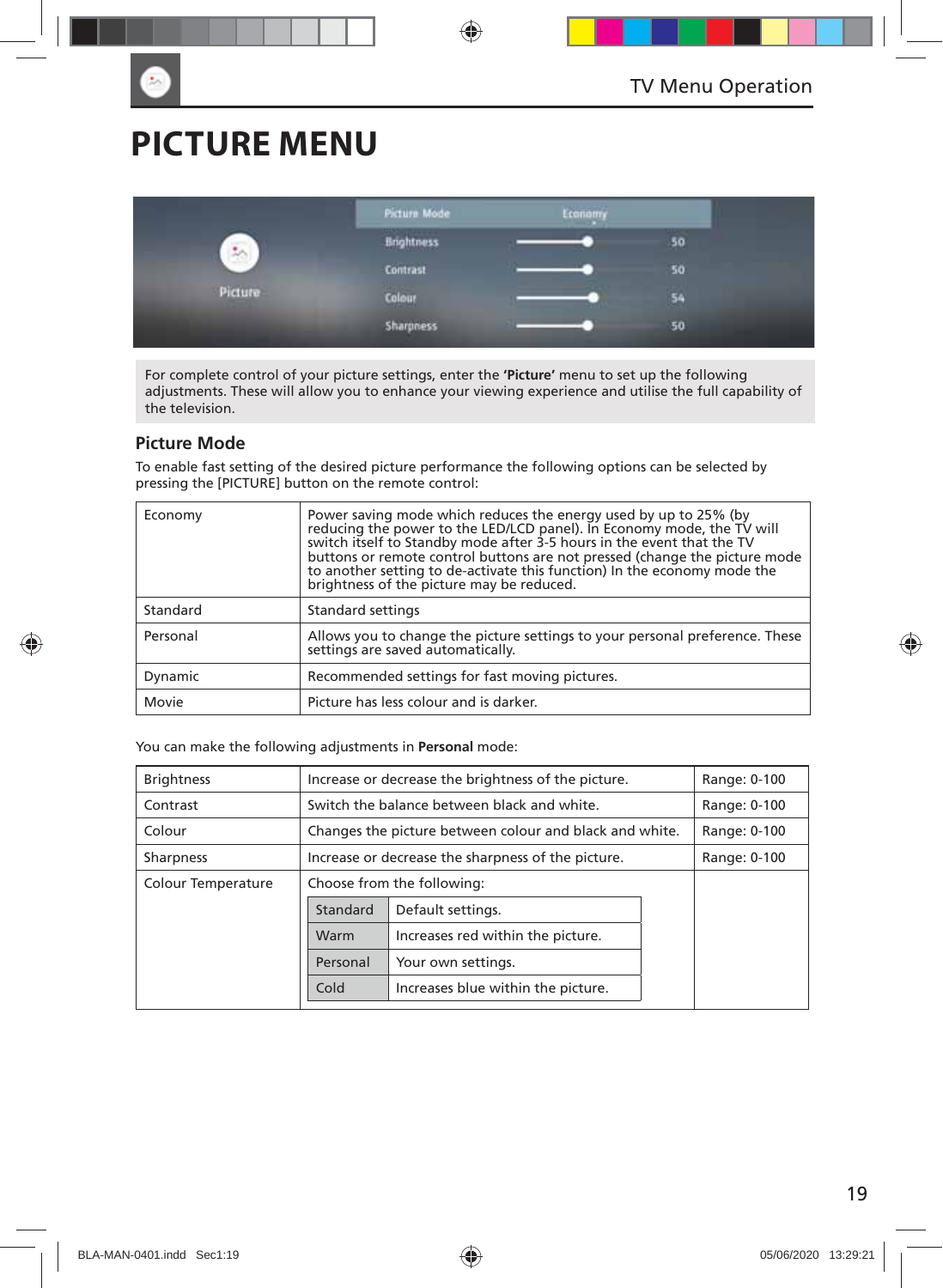# PICTURE MENU

For complete control of your picture settings, enter the **'Picture'** menu to set up the following adjustments. These will allow you to enhance your viewing experience and utilise the full capability of the television.

## Picture Mode

To enable fast setting of the desired picture performance the following options can be selected by pressing the [PICTURE] button on the remote control:

| | |
|---|---|
| Economy | Power saving mode which reduces the energy used by up to 25% (by reducing the power to the LED/LCD panel). In Economy mode, the TV will switch itself to Standby mode after 3-5 hours in the event that the TV buttons or remote control buttons are not pressed (change the picture mode to another setting to de-activate this function) In the economy mode the brightness of the picture may be reduced. |
| Standard | Standard settings |
| Personal | Allows you to change the picture settings to your personal preference. These settings are saved automatically. |
| Dynamic | Recommended settings for fast moving pictures. |
| Movie | Picture has less colour and is darker. |

You can make the following adjustments in **Personal** mode:

| | | |
|---|---|---|
| Brightness | Increase or decrease the brightness of the picture. | Range: 0-100 |
| Contrast | Switch the balance between black and white. | Range: 0-100 |
| Colour | Changes the picture between colour and black and white. | Range: 0-100 |
| Sharpness | Increase or decrease the sharpness of the picture. | Range: 0-100 |
| Colour Temperature | Choose from the following:<br>Standard – Default settings.<br>Warm – Increases red within the picture.<br>Personal – Your own settings.<br>Cold – Increases blue within the picture. | |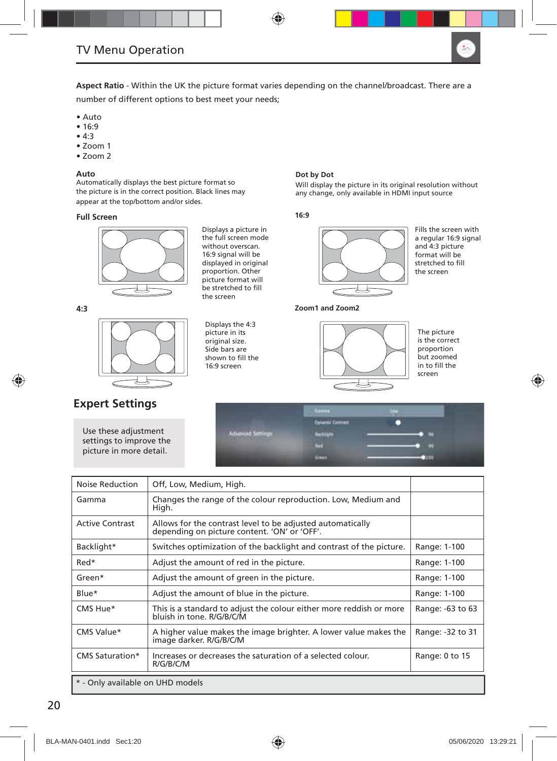## TV Menu Operation

**Aspect Ratio** - Within the UK the picture format varies depending on the channel/broadcast. There are a number of different options to best meet your needs;

- Auto
- 16:9
- 4:3
- Zoom 1
- Zoom 2

**Auto**
Automatically displays the best picture format so the picture is in the correct position. Black lines may appear at the top/bottom and/or sides.

**Full Screen**

Displays a picture in the full screen mode without overscan. 16:9 signal will be displayed in original proportion. Other picture format will be stretched to fill the screen

**4:3**

Displays the 4:3 picture in its original size. Side bars are shown to fill the 16:9 screen

**Dot by Dot**
Will display the picture in its original resolution without any change, only available in HDMI input source

**16:9**

Fills the screen with a regular 16:9 signal and 4:3 picture format will be stretched to fill the screen

**Zoom1 and Zoom2**

The picture is the correct proportion but zoomed in to fill the screen

## Expert Settings

Use these adjustment settings to improve the picture in more detail.

| Noise Reduction | Off, Low, Medium, High. | |
|---|---|---|
| Gamma | Changes the range of the colour reproduction. Low, Medium and High. | |
| Active Contrast | Allows for the contrast level to be adjusted automatically depending on picture content. 'ON' or 'OFF'. | |
| Backlight* | Switches optimization of the backlight and contrast of the picture. | Range: 1-100 |
| Red* | Adjust the amount of red in the picture. | Range: 1-100 |
| Green* | Adjust the amount of green in the picture. | Range: 1-100 |
| Blue* | Adjust the amount of blue in the picture. | Range: 1-100 |
| CMS Hue* | This is a standard to adjust the colour either more reddish or more bluish in tone. R/G/B/C/M | Range: -63 to 63 |
| CMS Value* | A higher value makes the image brighter. A lower value makes the image darker. R/G/B/C/M | Range: -32 to 31 |
| CMS Saturation* | Increases or decreases the saturation of a selected colour. R/G/B/C/M | Range: 0 to 15 |

\* - Only available on UHD models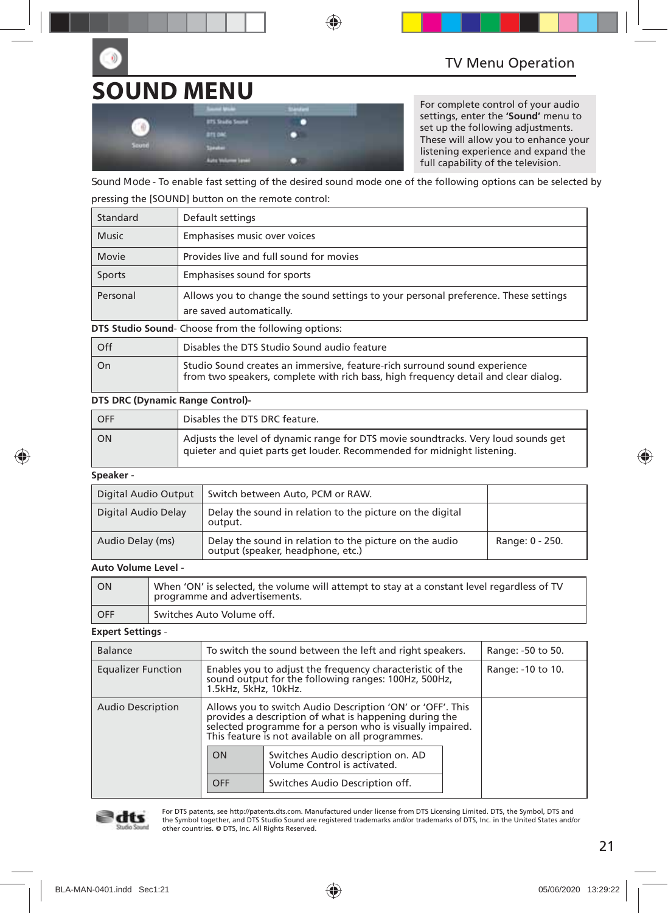TV Menu Operation

# SOUND MENU

For complete control of your audio settings, enter the **'Sound'** menu to set up the following adjustments. These will allow you to enhance your listening experience and expand the full capability of the television.

Sound Mode - To enable fast setting of the desired sound mode one of the following options can be selected by pressing the [SOUND] button on the remote control:

| | |
|---|---|
| Standard | Default settings |
| Music | Emphasises music over voices |
| Movie | Provides live and full sound for movies |
| Sports | Emphasises sound for sports |
| Personal | Allows you to change the sound settings to your personal preference. These settings are saved automatically. |

**DTS Studio Sound**- Choose from the following options:

| | |
|---|---|
| Off | Disables the DTS Studio Sound audio feature |
| On | Studio Sound creates an immersive, feature-rich surround sound experience from two speakers, complete with rich bass, high frequency detail and clear dialog. |

**DTS DRC (Dynamic Range Control)-**

| | |
|---|---|
| OFF | Disables the DTS DRC feature. |
| ON | Adjusts the level of dynamic range for DTS movie soundtracks. Very loud sounds get quieter and quiet parts get louder. Recommended for midnight listening. |

**Speaker** -

| | | |
|---|---|---|
| Digital Audio Output | Switch between Auto, PCM or RAW. | |
| Digital Audio Delay | Delay the sound in relation to the picture on the digital output. | |
| Audio Delay (ms) | Delay the sound in relation to the picture on the audio output (speaker, headphone, etc.) | Range: 0 - 250. |

**Auto Volume Level -**

| | |
|---|---|
| ON | When 'ON' is selected, the volume will attempt to stay at a constant level regardless of TV programme and advertisements. |
| OFF | Switches Auto Volume off. |

**Expert Settings** -

| | | |
|---|---|---|
| Balance | To switch the sound between the left and right speakers. | Range: -50 to 50. |
| Equalizer Function | Enables you to adjust the frequency characteristic of the sound output for the following ranges: 100Hz, 500Hz, 1.5kHz, 5kHz, 10kHz. | Range: -10 to 10. |
| Audio Description | Allows you to switch Audio Description 'ON' or 'OFF'. This provides a description of what is happening during the selected programme for a person who is visually impaired. This feature is not available on all programmes.<br>ON: Switches Audio description on. AD Volume Control is activated.<br>OFF: Switches Audio Description off. | |

For DTS patents, see http://patents.dts.com. Manufactured under license from DTS Licensing Limited. DTS, the Symbol, DTS and the Symbol together, and DTS Studio Sound are registered trademarks and/or trademarks of DTS, Inc. in the United States and/or other countries. © DTS, Inc. All Rights Reserved.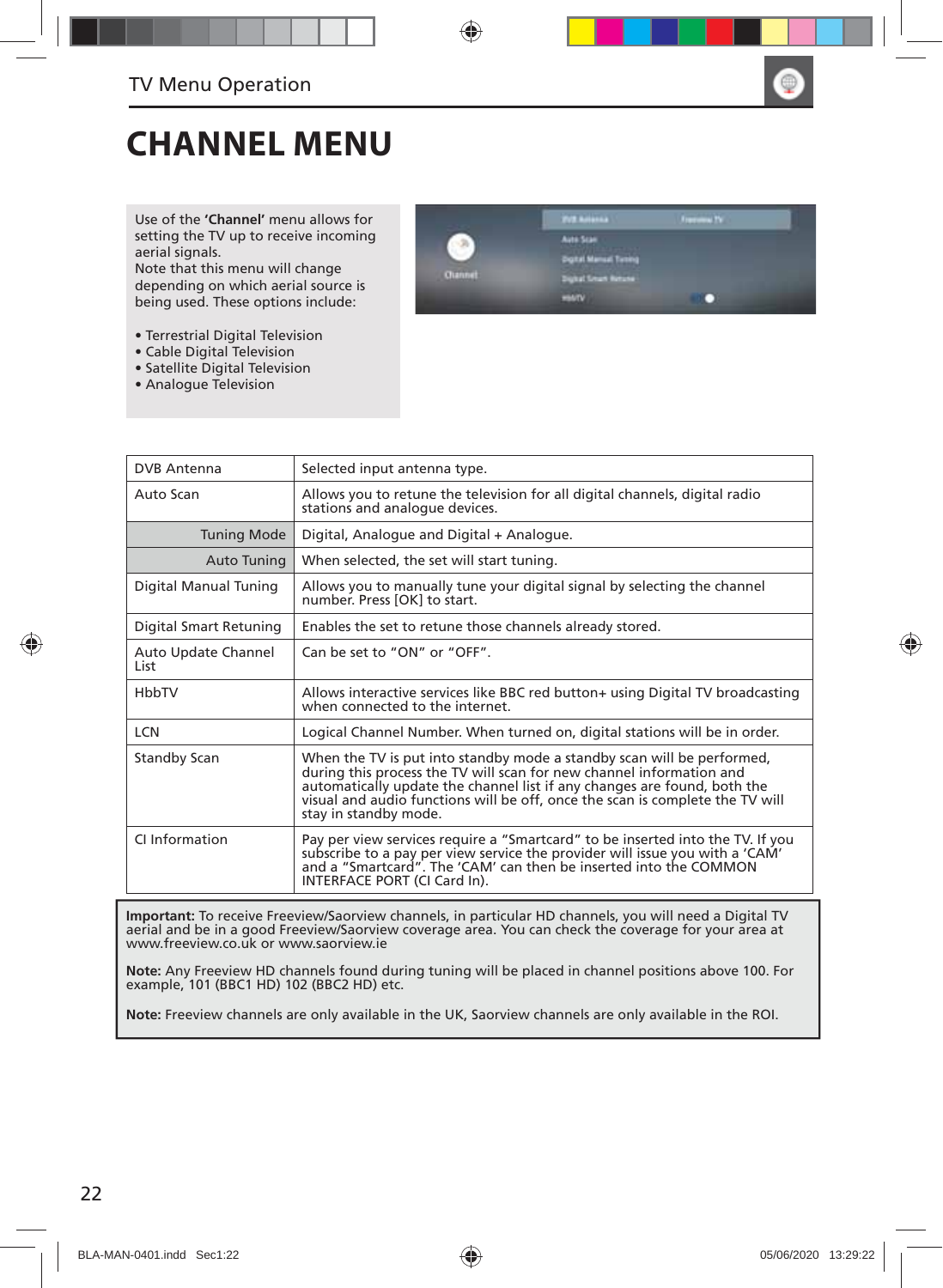# CHANNEL MENU

Use of the **'Channel'** menu allows for setting the TV up to receive incoming aerial signals.
Note that this menu will change depending on which aerial source is being used. These options include:

- Terrestrial Digital Television
- Cable Digital Television
- Satellite Digital Television
- Analogue Television

| DVB Antenna | Selected input antenna type. |
|---|---|
| Auto Scan | Allows you to retune the television for all digital channels, digital radio stations and analogue devices. |
| Tuning Mode | Digital, Analogue and Digital + Analogue. |
| Auto Tuning | When selected, the set will start tuning. |
| Digital Manual Tuning | Allows you to manually tune your digital signal by selecting the channel number. Press [OK] to start. |
| Digital Smart Retuning | Enables the set to retune those channels already stored. |
| Auto Update Channel List | Can be set to "ON" or "OFF". |
| HbbTV | Allows interactive services like BBC red button+ using Digital TV broadcasting when connected to the internet. |
| LCN | Logical Channel Number. When turned on, digital stations will be in order. |
| Standby Scan | When the TV is put into standby mode a standby scan will be performed, during this process the TV will scan for new channel information and automatically update the channel list if any changes are found, both the visual and audio functions will be off, once the scan is complete the TV will stay in standby mode. |
| CI Information | Pay per view services require a "Smartcard" to be inserted into the TV. If you subscribe to a pay per view service the provider will issue you with a 'CAM' and a "Smartcard". The 'CAM' can then be inserted into the COMMON INTERFACE PORT (CI Card In). |

**Important:** To receive Freeview/Saorview channels, in particular HD channels, you will need a Digital TV aerial and be in a good Freeview/Saorview coverage area. You can check the coverage for your area at www.freeview.co.uk or www.saorview.ie

**Note:** Any Freeview HD channels found during tuning will be placed in channel positions above 100. For example, 101 (BBC1 HD) 102 (BBC2 HD) etc.

**Note:** Freeview channels are only available in the UK, Saorview channels are only available in the ROI.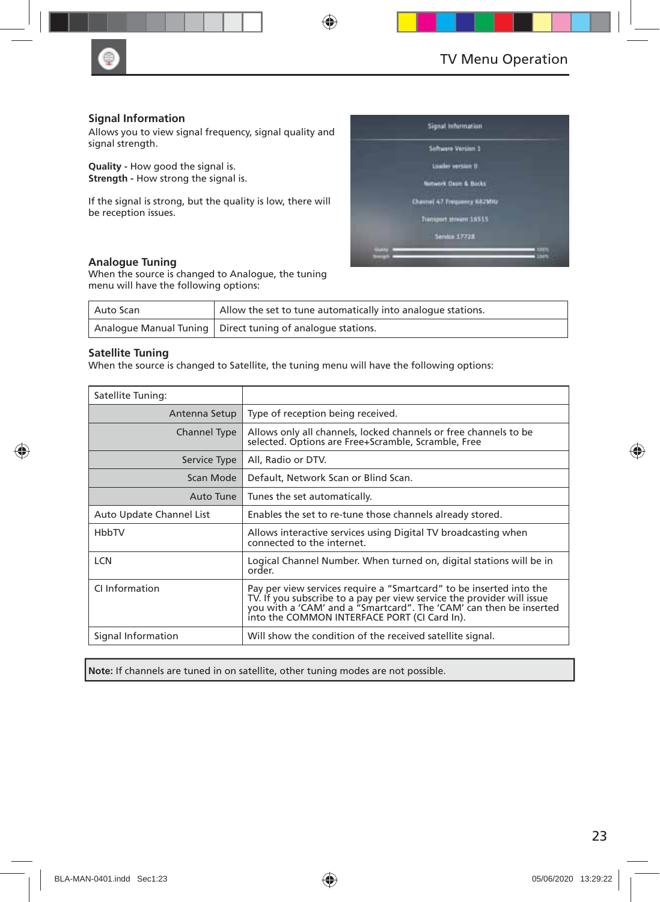## Signal Information

Allows you to view signal frequency, signal quality and signal strength.

**Quality -** How good the signal is.
**Strength -** How strong the signal is.

If the signal is strong, but the quality is low, there will be reception issues.

## Analogue Tuning

When the source is changed to Analogue, the tuning menu will have the following options:

| Auto Scan | Allow the set to tune automatically into analogue stations. |
|---|---|
| Analogue Manual Tuning | Direct tuning of analogue stations. |

## Satellite Tuning

When the source is changed to Satellite, the tuning menu will have the following options:

| Satellite Tuning: | |
|---|---|
| Antenna Setup | Type of reception being received. |
| Channel Type | Allows only all channels, locked channels or free channels to be selected. Options are Free+Scramble, Scramble, Free |
| Service Type | All, Radio or DTV. |
| Scan Mode | Default, Network Scan or Blind Scan. |
| Auto Tune | Tunes the set automatically. |
| Auto Update Channel List | Enables the set to re-tune those channels already stored. |
| HbbTV | Allows interactive services using Digital TV broadcasting when connected to the internet. |
| LCN | Logical Channel Number. When turned on, digital stations will be in order. |
| CI Information | Pay per view services require a “Smartcard” to be inserted into the TV. If you subscribe to a pay per view service the provider will issue you with a ‘CAM’ and a “Smartcard”. The ‘CAM’ can then be inserted into the COMMON INTERFACE PORT (CI Card In). |
| Signal Information | Will show the condition of the received satellite signal. |

**Note:** If channels are tuned in on satellite, other tuning modes are not possible.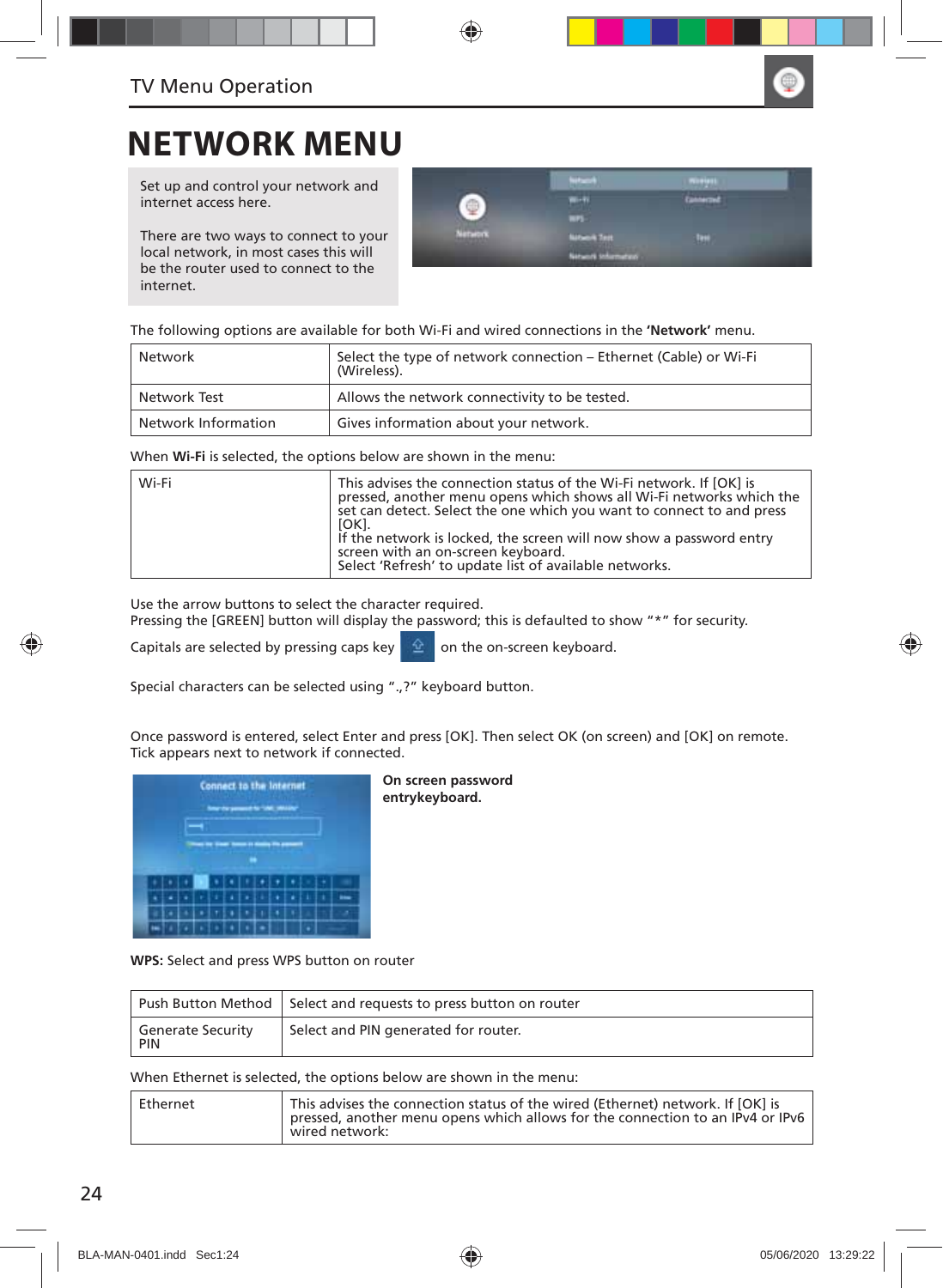## TV Menu Operation

# NETWORK MENU

Set up and control your network and internet access here.

There are two ways to connect to your local network, in most cases this will be the router used to connect to the internet.

The following options are available for both Wi-Fi and wired connections in the **'Network'** menu.

| Network | Select the type of network connection – Ethernet (Cable) or Wi-Fi (Wireless). |
|---|---|
| Network Test | Allows the network connectivity to be tested. |
| Network Information | Gives information about your network. |

When **Wi-Fi** is selected, the options below are shown in the menu:

| Wi-Fi | This advises the connection status of the Wi-Fi network. If [OK] is pressed, another menu opens which shows all Wi-Fi networks which the set can detect. Select the one which you want to connect to and press [OK].<br>If the network is locked, the screen will now show a password entry screen with an on-screen keyboard.<br>Select 'Refresh' to update list of available networks. |
|---|---|

Use the arrow buttons to select the character required.
Pressing the [GREEN] button will display the password; this is defaulted to show "*" for security.

Capitals are selected by pressing caps key on the on-screen keyboard.

Special characters can be selected using ".,?" keyboard button.

Once password is entered, select Enter and press [OK]. Then select OK (on screen) and [OK] on remote.
Tick appears next to network if connected.

**On screen password entrykeyboard.**

**WPS:** Select and press WPS button on router

| Push Button Method | Select and requests to press button on router |
|---|---|
| Generate Security PIN | Select and PIN generated for router. |

When Ethernet is selected, the options below are shown in the menu:

| Ethernet | This advises the connection status of the wired (Ethernet) network. If [OK] is pressed, another menu opens which allows for the connection to an IPv4 or IPv6 wired network: |
|---|---|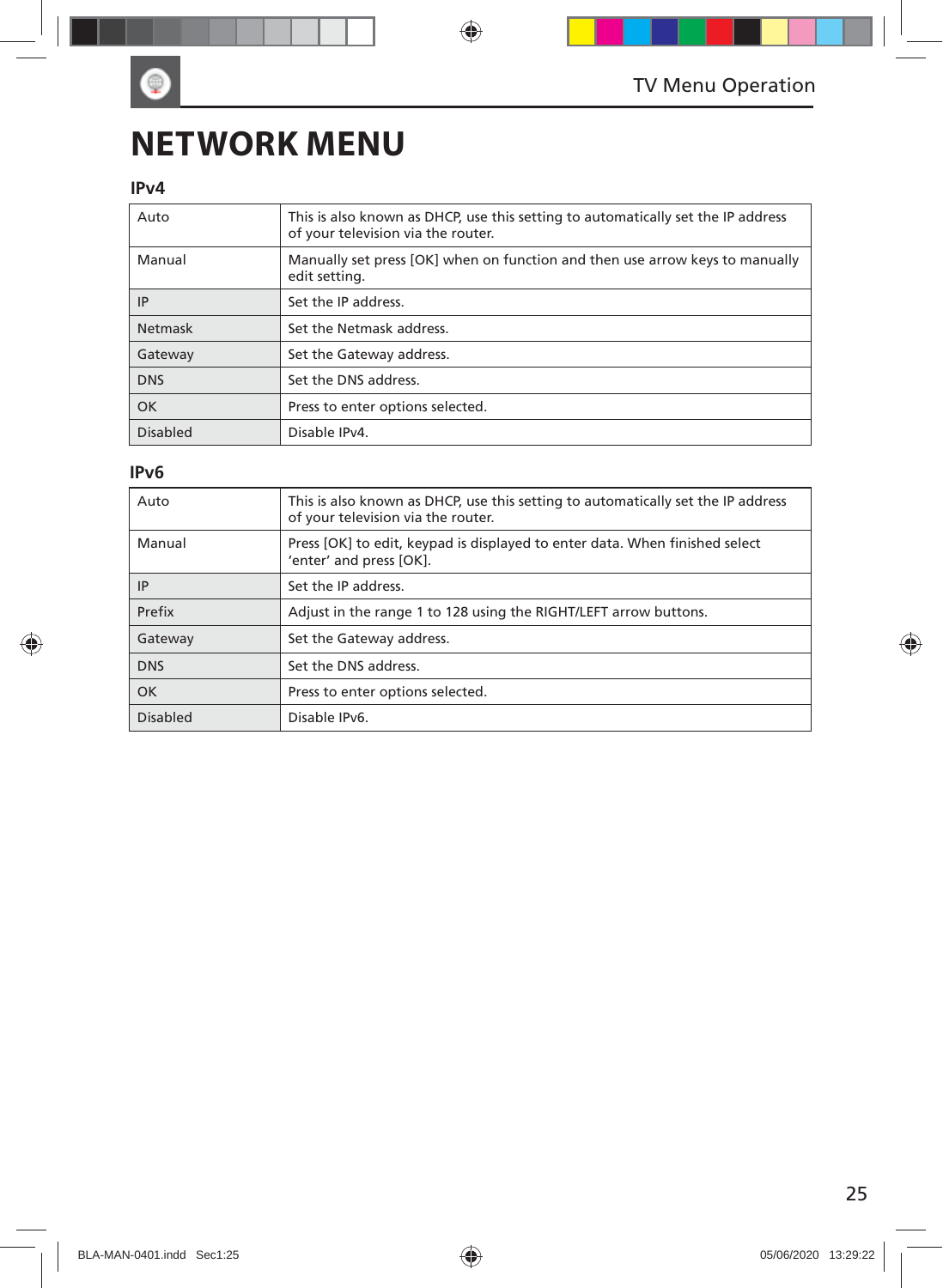# NETWORK MENU

## IPv4

| | |
|---|---|
| Auto | This is also known as DHCP, use this setting to automatically set the IP address of your television via the router. |
| Manual | Manually set press [OK] when on function and then use arrow keys to manually edit setting. |
| IP | Set the IP address. |
| Netmask | Set the Netmask address. |
| Gateway | Set the Gateway address. |
| DNS | Set the DNS address. |
| OK | Press to enter options selected. |
| Disabled | Disable IPv4. |

## IPv6

| | |
|---|---|
| Auto | This is also known as DHCP, use this setting to automatically set the IP address of your television via the router. |
| Manual | Press [OK] to edit, keypad is displayed to enter data. When finished select 'enter' and press [OK]. |
| IP | Set the IP address. |
| Prefix | Adjust in the range 1 to 128 using the RIGHT/LEFT arrow buttons. |
| Gateway | Set the Gateway address. |
| DNS | Set the DNS address. |
| OK | Press to enter options selected. |
| Disabled | Disable IPv6. |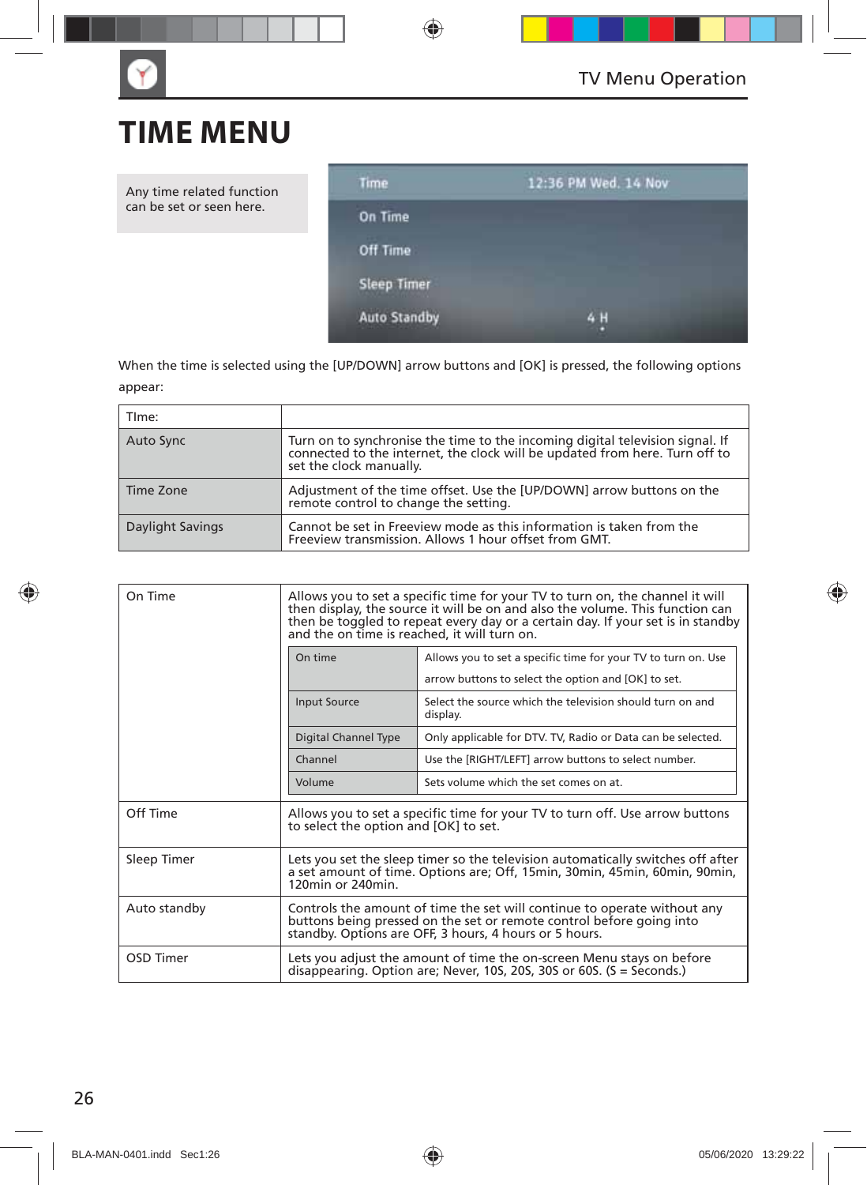// TIME MENU

Any time related function can be set or seen here.

| Time | 12:36 PM Wed. 14 Nov |
|---|---|
| On Time | |
| Off Time | |
| Sleep Timer | |
| Auto Standby | 4 H |

When the time is selected using the [UP/DOWN] arrow buttons and [OK] is pressed, the following options appear:

| TIme: | |
|---|---|
| Auto Sync | Turn on to synchronise the time to the incoming digital television signal. If connected to the internet, the clock will be updated from here. Turn off to set the clock manually. |
| Time Zone | Adjustment of the time offset. Use the [UP/DOWN] arrow buttons on the remote control to change the setting. |
| Daylight Savings | Cannot be set in Freeview mode as this information is taken from the Freeview transmission. Allows 1 hour offset from GMT. |

| On Time | Allows you to set a specific time for your TV to turn on, the channel it will then display, the source it will be on and also the volume. This function can then be toggled to repeat every day or a certain day. If your set is in standby and the on time is reached, it will turn on. |
|---|---|
| Off Time | Allows you to set a specific time for your TV to turn off. Use arrow buttons to select the option and [OK] to set. |
| Sleep Timer | Lets you set the sleep timer so the television automatically switches off after a set amount of time. Options are; Off, 15min, 30min, 45min, 60min, 90min, 120min or 240min. |
| Auto standby | Controls the amount of time the set will continue to operate without any buttons being pressed on the set or remote control before going into standby. Options are OFF, 3 hours, 4 hours or 5 hours. |
| OSD Timer | Lets you adjust the amount of time the on-screen Menu stays on before disappearing. Option are; Never, 10S, 20S, 30S or 60S. (S = Seconds.) |

On Time options:

| On time | Allows you to set a specific time for your TV to turn on. Use arrow buttons to select the option and [OK] to set. |
|---|---|
| Input Source | Select the source which the television should turn on and display. |
| Digital Channel Type | Only applicable for DTV. TV, Radio or Data can be selected. |
| Channel | Use the [RIGHT/LEFT] arrow buttons to select number. |
| Volume | Sets volume which the set comes on at. |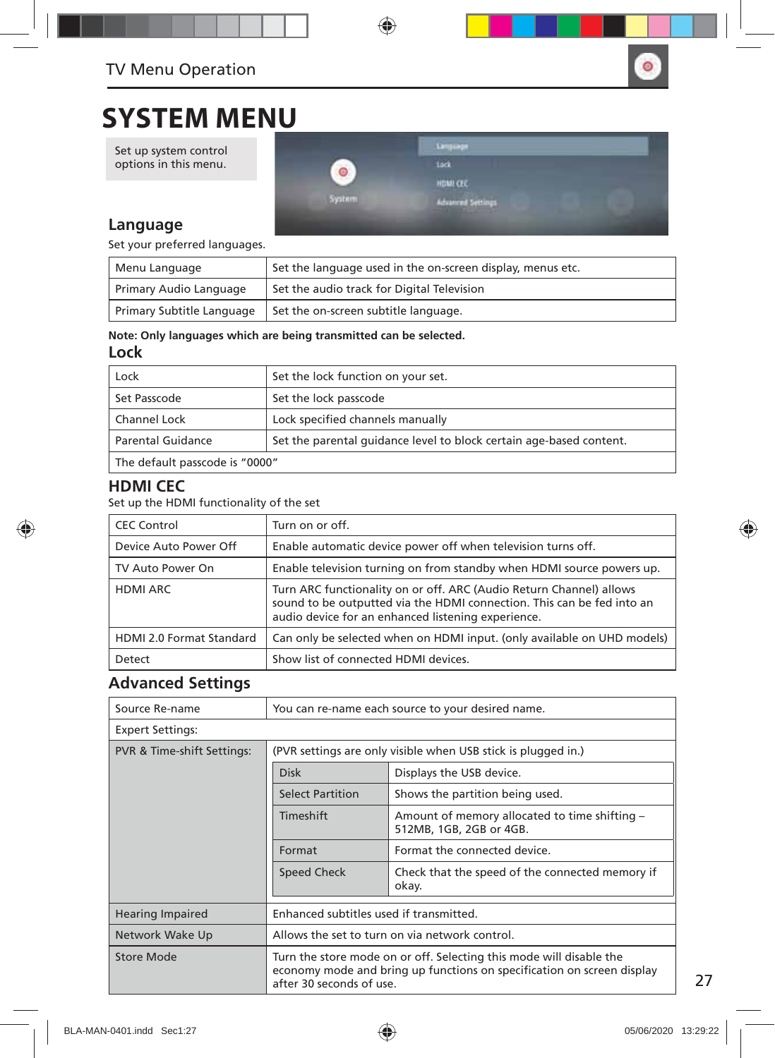# SYSTEM MENU

Set up system control options in this menu.

## Language

Set your preferred languages.

| Menu Language | Set the language used in the on-screen display, menus etc. |
|---|---|
| Primary Audio Language | Set the audio track for Digital Television |
| Primary Subtitle Language | Set the on-screen subtitle language. |

**Note: Only languages which are being transmitted can be selected.**

## Lock

| Lock | Set the lock function on your set. |
|---|---|
| Set Passcode | Set the lock passcode |
| Channel Lock | Lock specified channels manually |
| Parental Guidance | Set the parental guidance level to block certain age-based content. |
| The default passcode is “0000” | |

## HDMI CEC

Set up the HDMI functionality of the set

| CEC Control | Turn on or off. |
|---|---|
| Device Auto Power Off | Enable automatic device power off when television turns off. |
| TV Auto Power On | Enable television turning on from standby when HDMI source powers up. |
| HDMI ARC | Turn ARC functionality on or off. ARC (Audio Return Channel) allows sound to be outputted via the HDMI connection. This can be fed into an audio device for an enhanced listening experience. |
| HDMI 2.0 Format Standard | Can only be selected when on HDMI input. (only available on UHD models) |
| Detect | Show list of connected HDMI devices. |

## Advanced Settings

| Source Re-name | You can re-name each source to your desired name. | |
|---|---|---|
| Expert Settings: | | |
| PVR & Time-shift Settings: | (PVR settings are only visible when USB stick is plugged in.) | |
| | Disk | Displays the USB device. |
| | Select Partition | Shows the partition being used. |
| | Timeshift | Amount of memory allocated to time shifting – 512MB, 1GB, 2GB or 4GB. |
| | Format | Format the connected device. |
| | Speed Check | Check that the speed of the connected memory if okay. |
| Hearing Impaired | Enhanced subtitles used if transmitted. | |
| Network Wake Up | Allows the set to turn on via network control. | |
| Store Mode | Turn the store mode on or off. Selecting this mode will disable the economy mode and bring up functions on specification on screen display after 30 seconds of use. | |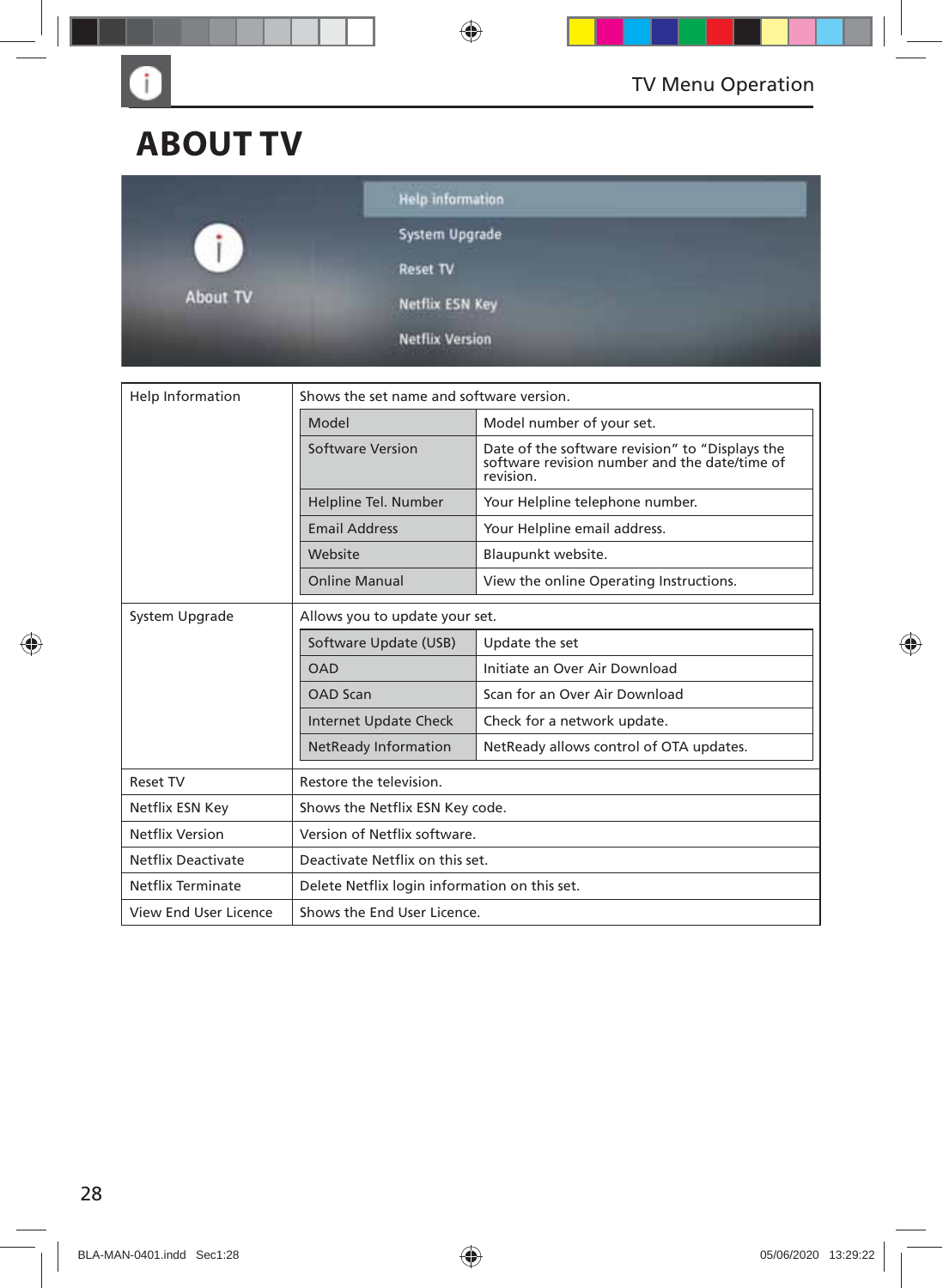# ABOUT TV

About TV

- Help information
- System Upgrade
- Reset TV
- Netflix ESN Key
- Netflix Version

| | | |
|---|---|---|
| Help Information | Shows the set name and software version. | |
| | Model | Model number of your set. |
| | Software Version | Date of the software revision" to "Displays the software revision number and the date/time of revision. |
| | Helpline Tel. Number | Your Helpline telephone number. |
| | Email Address | Your Helpline email address. |
| | Website | Blaupunkt website. |
| | Online Manual | View the online Operating Instructions. |
| System Upgrade | Allows you to update your set. | |
| | Software Update (USB) | Update the set |
| | OAD | Initiate an Over Air Download |
| | OAD Scan | Scan for an Over Air Download |
| | Internet Update Check | Check for a network update. |
| | NetReady Information | NetReady allows control of OTA updates. |
| Reset TV | Restore the television. | |
| Netflix ESN Key | Shows the Netflix ESN Key code. | |
| Netflix Version | Version of Netflix software. | |
| Netflix Deactivate | Deactivate Netflix on this set. | |
| Netflix Terminate | Delete Netflix login information on this set. | |
| View End User Licence | Shows the End User Licence. | |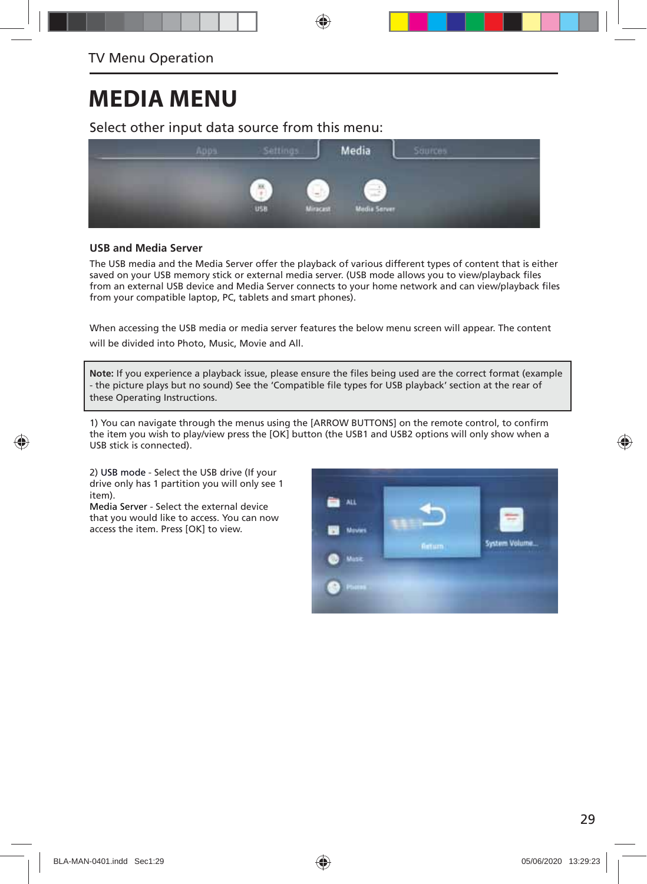# MEDIA MENU

Select other input data source from this menu:

### USB and Media Server

The USB media and the Media Server offer the playback of various different types of content that is either saved on your USB memory stick or external media server. (USB mode allows you to view/playback files from an external USB device and Media Server connects to your home network and can view/playback files from your compatible laptop, PC, tablets and smart phones).

When accessing the USB media or media server features the below menu screen will appear. The content will be divided into Photo, Music, Movie and All.

> **Note:** If you experience a playback issue, please ensure the files being used are the correct format (example - the picture plays but no sound) See the 'Compatible file types for USB playback' section at the rear of these Operating Instructions.

1) You can navigate through the menus using the [ARROW BUTTONS] on the remote control, to confirm the item you wish to play/view press the [OK] button (the USB1 and USB2 options will only show when a USB stick is connected).

2) USB mode - Select the USB drive (If your drive only has 1 partition you will only see 1 item).
Media Server - Select the external device that you would like to access. You can now access the item. Press [OK] to view.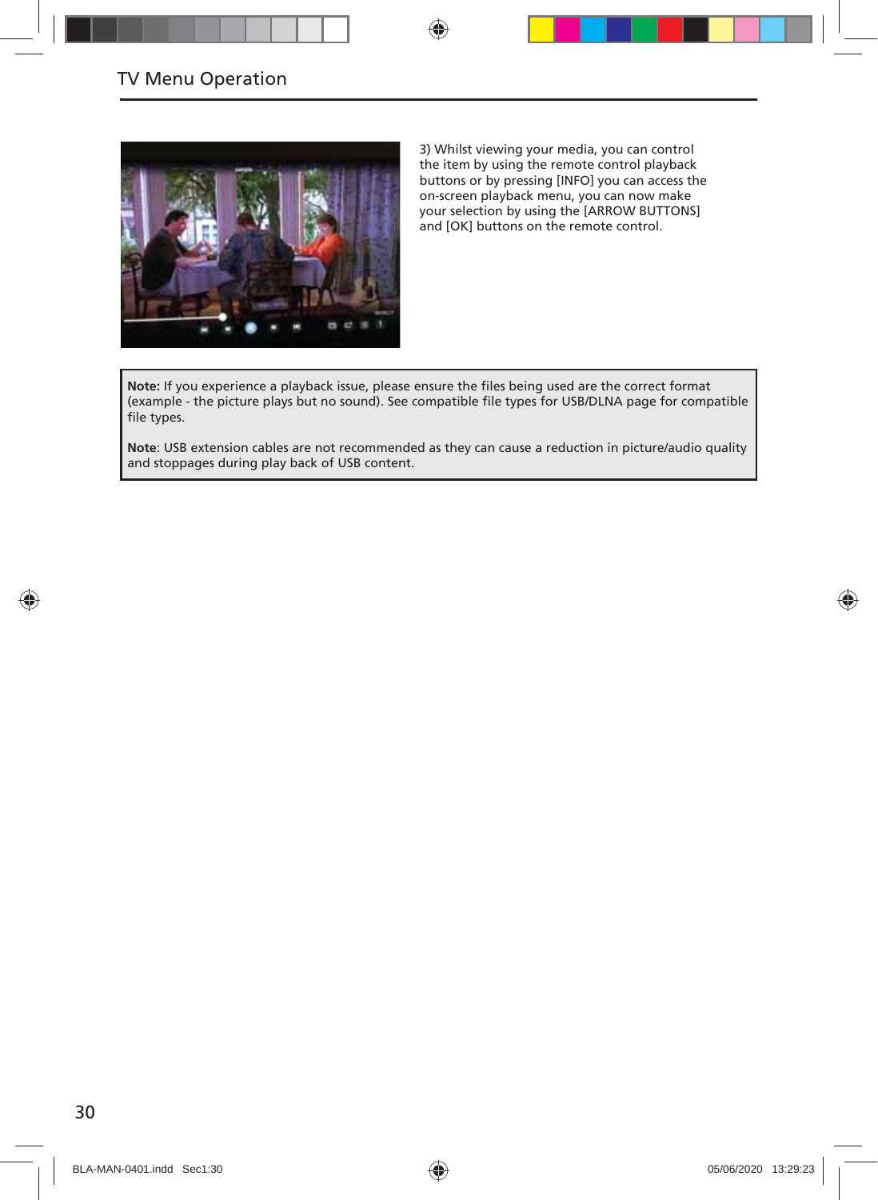## TV Menu Operation

3) Whilst viewing your media, you can control the item by using the remote control playback buttons or by pressing [INFO] you can access the on-screen playback menu, you can now make your selection by using the [ARROW BUTTONS] and [OK] buttons on the remote control.

**Note:** If you experience a playback issue, please ensure the files being used are the correct format (example - the picture plays but no sound). See compatible file types for USB/DLNA page for compatible file types.

**Note**: USB extension cables are not recommended as they can cause a reduction in picture/audio quality and stoppages during play back of USB content.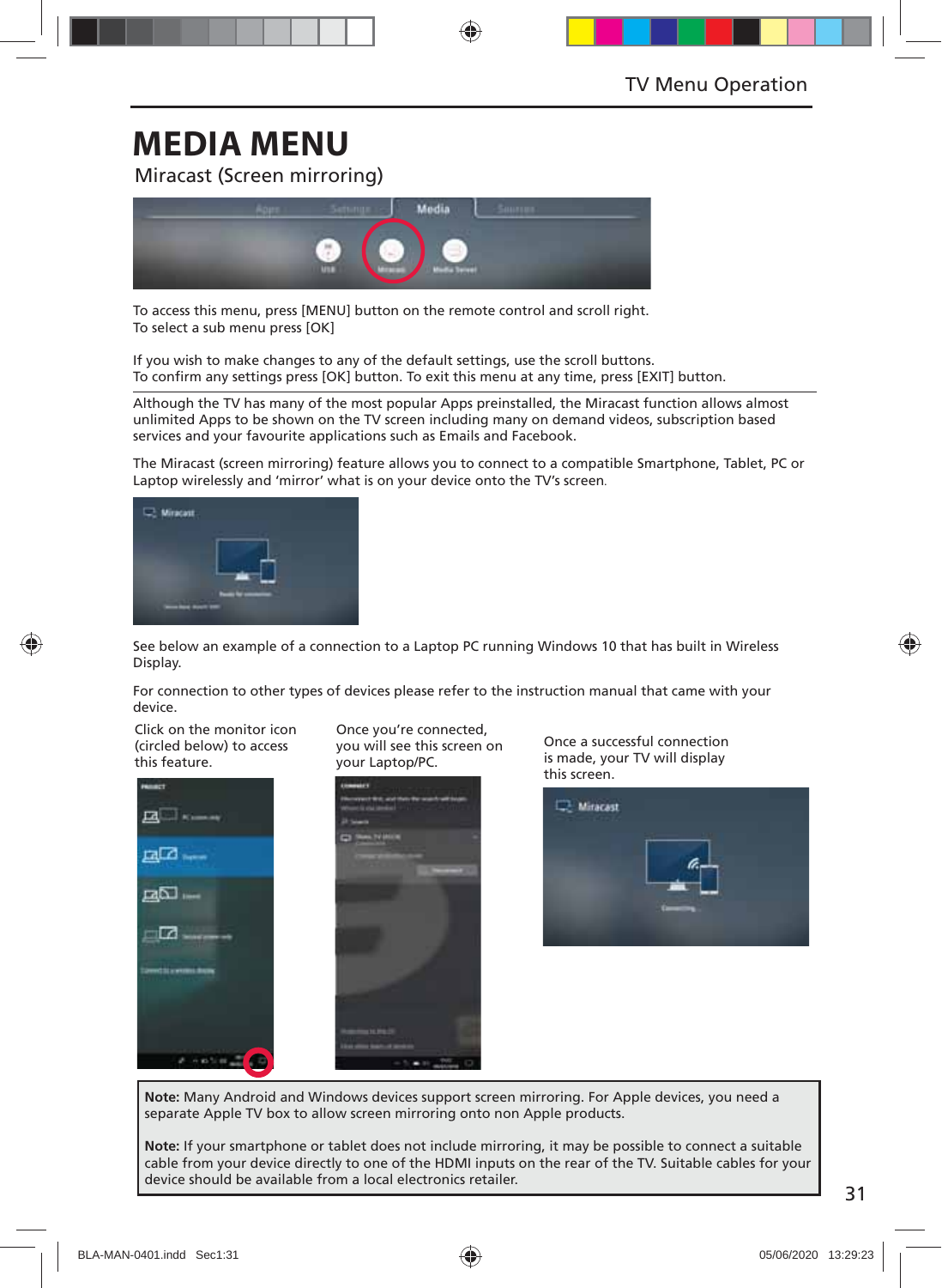# MEDIA MENU

## Miracast (Screen mirroring)

To access this menu, press [MENU] button on the remote control and scroll right.
To select a sub menu press [OK]

If you wish to make changes to any of the default settings, use the scroll buttons.
To confirm any settings press [OK] button. To exit this menu at any time, press [EXIT] button.

Although the TV has many of the most popular Apps preinstalled, the Miracast function allows almost unlimited Apps to be shown on the TV screen including many on demand videos, subscription based services and your favourite applications such as Emails and Facebook.

The Miracast (screen mirroring) feature allows you to connect to a compatible Smartphone, Tablet, PC or Laptop wirelessly and 'mirror' what is on your device onto the TV's screen.

See below an example of a connection to a Laptop PC running Windows 10 that has built in Wireless Display.

For connection to other types of devices please refer to the instruction manual that came with your device.

Click on the monitor icon (circled below) to access this feature.

Once you're connected, you will see this screen on your Laptop/PC.

Once a successful connection is made, your TV will display this screen.

**Note:** Many Android and Windows devices support screen mirroring. For Apple devices, you need a separate Apple TV box to allow screen mirroring onto non Apple products.

**Note:** If your smartphone or tablet does not include mirroring, it may be possible to connect a suitable cable from your device directly to one of the HDMI inputs on the rear of the TV. Suitable cables for your device should be available from a local electronics retailer.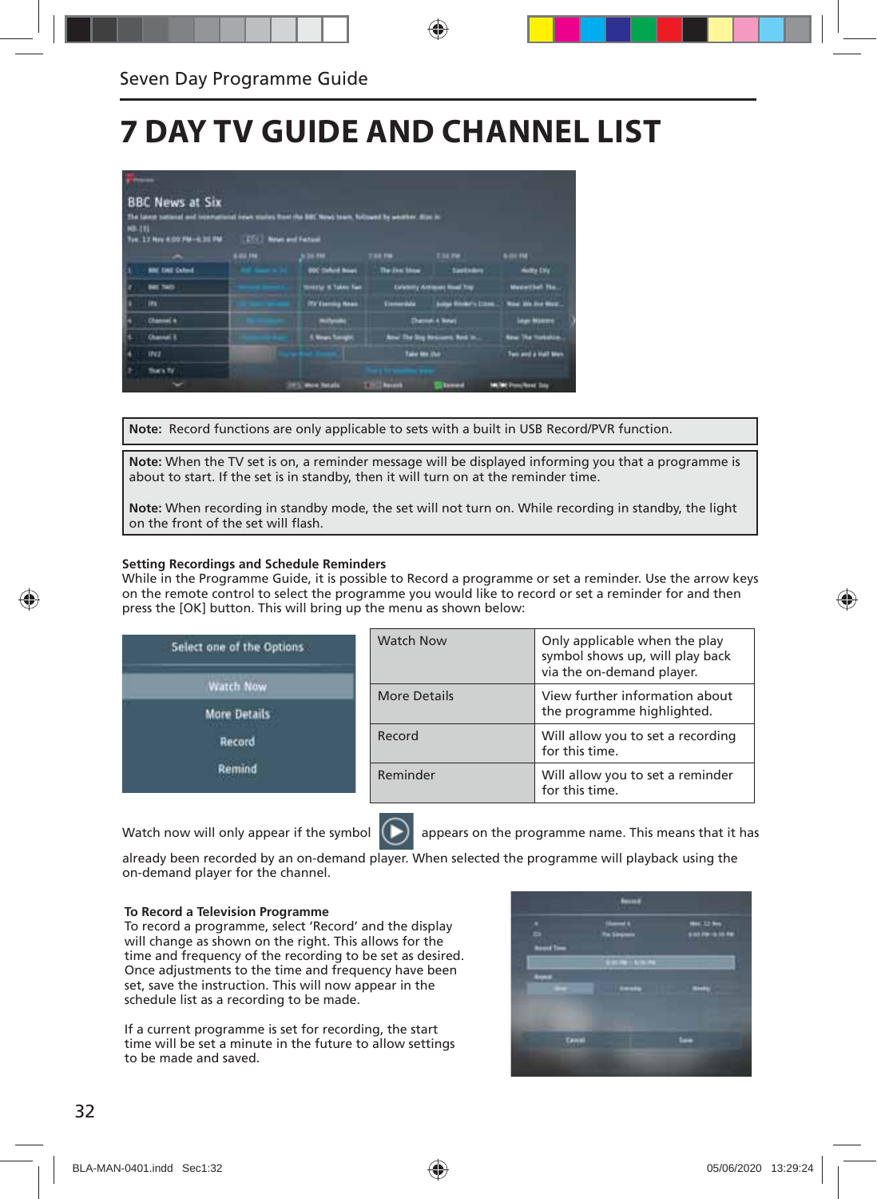# 7 DAY TV GUIDE AND CHANNEL LIST

**Note:** Record functions are only applicable to sets with a built in USB Record/PVR function.

**Note:** When the TV set is on, a reminder message will be displayed informing you that a programme is about to start. If the set is in standby, then it will turn on at the reminder time.

**Note:** When recording in standby mode, the set will not turn on. While recording in standby, the light on the front of the set will flash.

**Setting Recordings and Schedule Reminders**
While in the Programme Guide, it is possible to Record a programme or set a reminder. Use the arrow keys on the remote control to select the programme you would like to record or set a reminder for and then press the [OK] button. This will bring up the menu as shown below:

| | |
|---|---|
| Watch Now | Only applicable when the play symbol shows up, will play back via the on-demand player. |
| More Details | View further information about the programme highlighted. |
| Record | Will allow you to set a recording for this time. |
| Reminder | Will allow you to set a reminder for this time. |

Watch now will only appear if the symbol appears on the programme name. This means that it has already been recorded by an on-demand player. When selected the programme will playback using the on-demand player for the channel.

**To Record a Television Programme**
To record a programme, select 'Record' and the display will change as shown on the right. This allows for the time and frequency of the recording to be set as desired. Once adjustments to the time and frequency have been set, save the instruction. This will now appear in the schedule list as a recording to be made.

If a current programme is set for recording, the start time will be set a minute in the future to allow settings to be made and saved.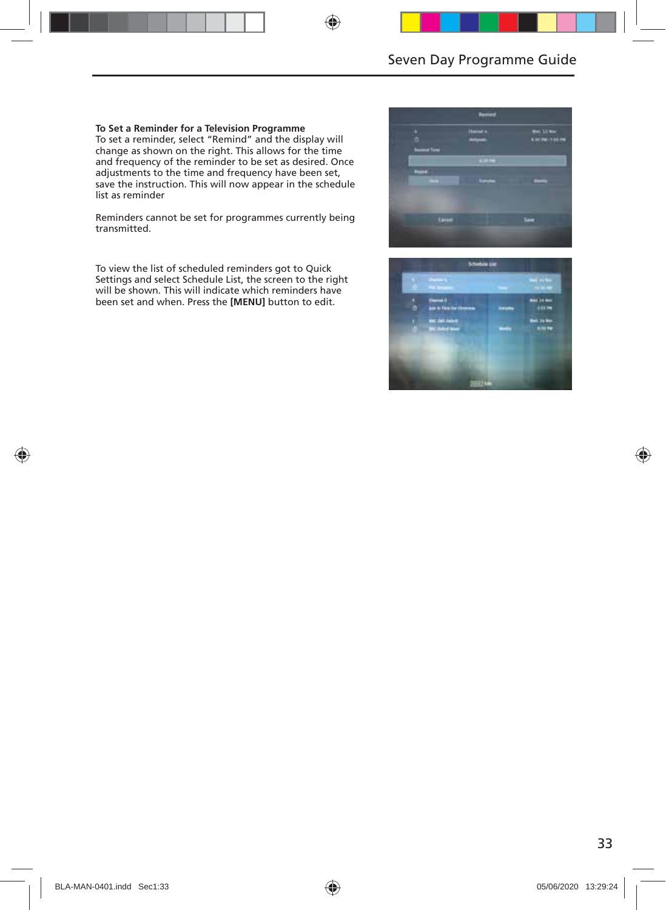**To Set a Reminder for a Television Programme**

To set a reminder, select “Remind” and the display will change as shown on the right. This allows for the time and frequency of the reminder to be set as desired. Once adjustments to the time and frequency have been set, save the instruction. This will now appear in the schedule list as reminder

Reminders cannot be set for programmes currently being transmitted.

To view the list of scheduled reminders got to Quick Settings and select Schedule List, the screen to the right will be shown. This will indicate which reminders have been set and when. Press the **[MENU]** button to edit.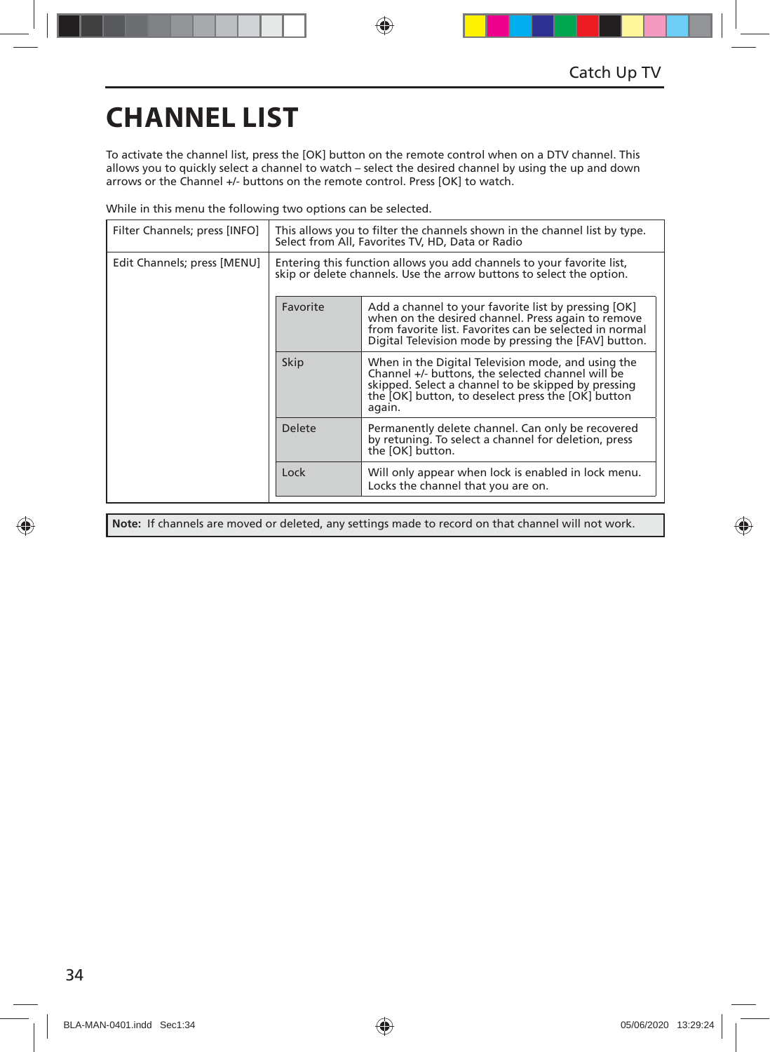# CHANNEL LIST

To activate the channel list, press the [OK] button on the remote control when on a DTV channel. This allows you to quickly select a channel to watch – select the desired channel by using the up and down arrows or the Channel +/- buttons on the remote control. Press [OK] to watch.

While in this menu the following two options can be selected.

| Filter Channels; press [INFO] | This allows you to filter the channels shown in the channel list by type. Select from All, Favorites TV, HD, Data or Radio | |
|---|---|---|
| Edit Channels; press [MENU] | Entering this function allows you add channels to your favorite list, skip or delete channels. Use the arrow buttons to select the option. | |
| | Favorite | Add a channel to your favorite list by pressing [OK] when on the desired channel. Press again to remove from favorite list. Favorites can be selected in normal Digital Television mode by pressing the [FAV] button. |
| | Skip | When in the Digital Television mode, and using the Channel +/- buttons, the selected channel will be skipped. Select a channel to be skipped by pressing the [OK] button, to deselect press the [OK] button again. |
| | Delete | Permanently delete channel. Can only be recovered by retuning. To select a channel for deletion, press the [OK] button. |
| | Lock | Will only appear when lock is enabled in lock menu. Locks the channel that you are on. |

**Note:** If channels are moved or deleted, any settings made to record on that channel will not work.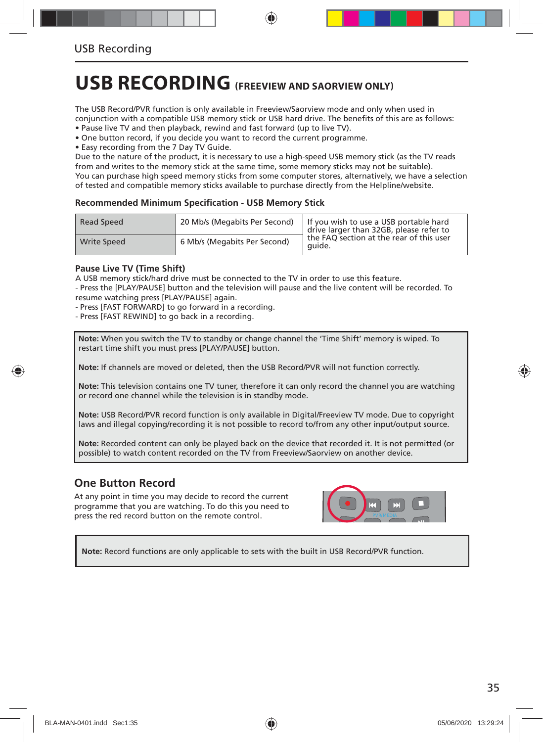# USB RECORDING (FREEVIEW AND SAORVIEW ONLY)

The USB Record/PVR function is only available in Freeview/Saorview mode and only when used in conjunction with a compatible USB memory stick or USB hard drive. The benefits of this are as follows:

- Pause live TV and then playback, rewind and fast forward (up to live TV).
- One button record, if you decide you want to record the current programme.
- Easy recording from the 7 Day TV Guide.

Due to the nature of the product, it is necessary to use a high-speed USB memory stick (as the TV reads from and writes to the memory stick at the same time, some memory sticks may not be suitable).
You can purchase high speed memory sticks from some computer stores, alternatively, we have a selection of tested and compatible memory sticks available to purchase directly from the Helpline/website.

### Recommended Minimum Specification - USB Memory Stick

| | | |
|---|---|---|
| Read Speed | 20 Mb/s (Megabits Per Second) | If you wish to use a USB portable hard drive larger than 32GB, please refer to the FAQ section at the rear of this user guide. |
| Write Speed | 6 Mb/s (Megabits Per Second) | |

### Pause Live TV (Time Shift)

A USB memory stick/hard drive must be connected to the TV in order to use this feature.
- Press the [PLAY/PAUSE] button and the television will pause and the live content will be recorded. To resume watching press [PLAY/PAUSE] again.
- Press [FAST FORWARD] to go forward in a recording.
- Press [FAST REWIND] to go back in a recording.

**Note:** When you switch the TV to standby or change channel the 'Time Shift' memory is wiped. To restart time shift you must press [PLAY/PAUSE] button.

**Note:** If channels are moved or deleted, then the USB Record/PVR will not function correctly.

**Note:** This television contains one TV tuner, therefore it can only record the channel you are watching or record one channel while the television is in standby mode.

**Note:** USB Record/PVR record function is only available in Digital/Freeview TV mode. Due to copyright laws and illegal copying/recording it is not possible to record to/from any other input/output source.

**Note:** Recorded content can only be played back on the device that recorded it. It is not permitted (or possible) to watch content recorded on the TV from Freeview/Saorview on another device.

## One Button Record

At any point in time you may decide to record the current programme that you are watching. To do this you need to press the red record button on the remote control.

**Note:** Record functions are only applicable to sets with the built in USB Record/PVR function.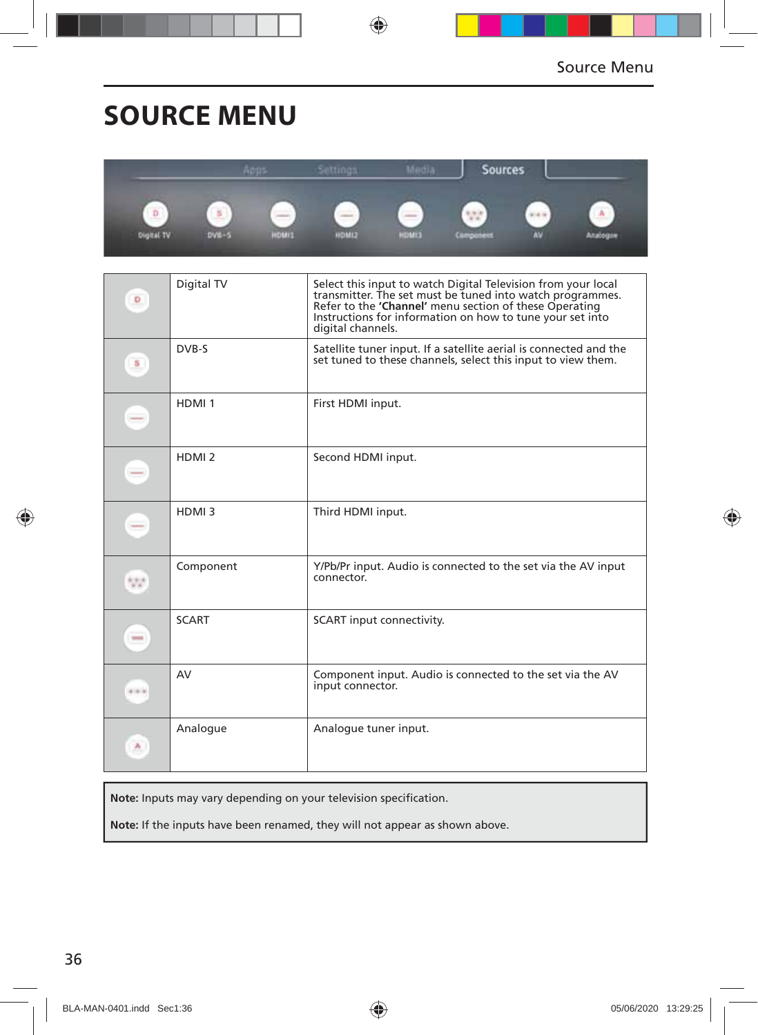# SOURCE MENU

| | | |
|---|---|---|
| | Digital TV | Select this input to watch Digital Television from your local transmitter. The set must be tuned into watch programmes. Refer to the **'Channel'** menu section of these Operating Instructions for information on how to tune your set into digital channels. |
| | DVB-S | Satellite tuner input. If a satellite aerial is connected and the set tuned to these channels, select this input to view them. |
| | HDMI 1 | First HDMI input. |
| | HDMI 2 | Second HDMI input. |
| | HDMI 3 | Third HDMI input. |
| | Component | Y/Pb/Pr input. Audio is connected to the set via the AV input connector. |
| | SCART | SCART input connectivity. |
| | AV | Component input. Audio is connected to the set via the AV input connector. |
| | Analogue | Analogue tuner input. |

**Note:** Inputs may vary depending on your television specification.

**Note:** If the inputs have been renamed, they will not appear as shown above.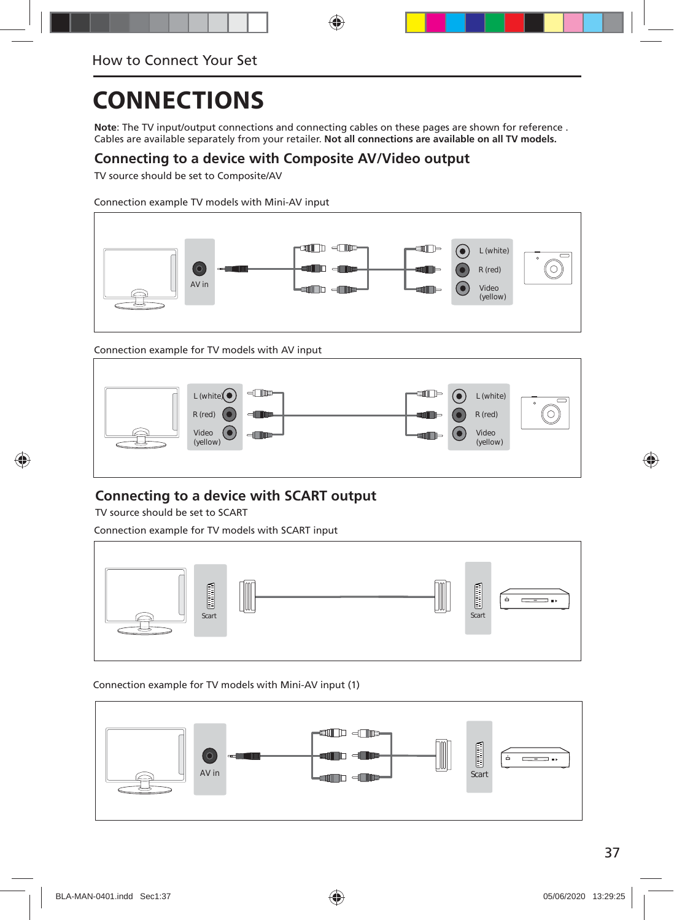# CONNECTIONS

**Note**: The TV input/output connections and connecting cables on these pages are shown for reference . Cables are available separately from your retailer. **Not all connections are available on all TV models.**

## Connecting to a device with Composite AV/Video output

TV source should be set to Composite/AV

Connection example TV models with Mini-AV input

AV in

L (white)
R (red)
Video (yellow)

Connection example for TV models with AV input

L (white)
R (red)
Video (yellow)

L (white)
R (red)
Video (yellow)

## Connecting to a device with SCART output

TV source should be set to SCART

Connection example for TV models with SCART input

Scart

Scart

Connection example for TV models with Mini-AV input (1)

AV in

Scart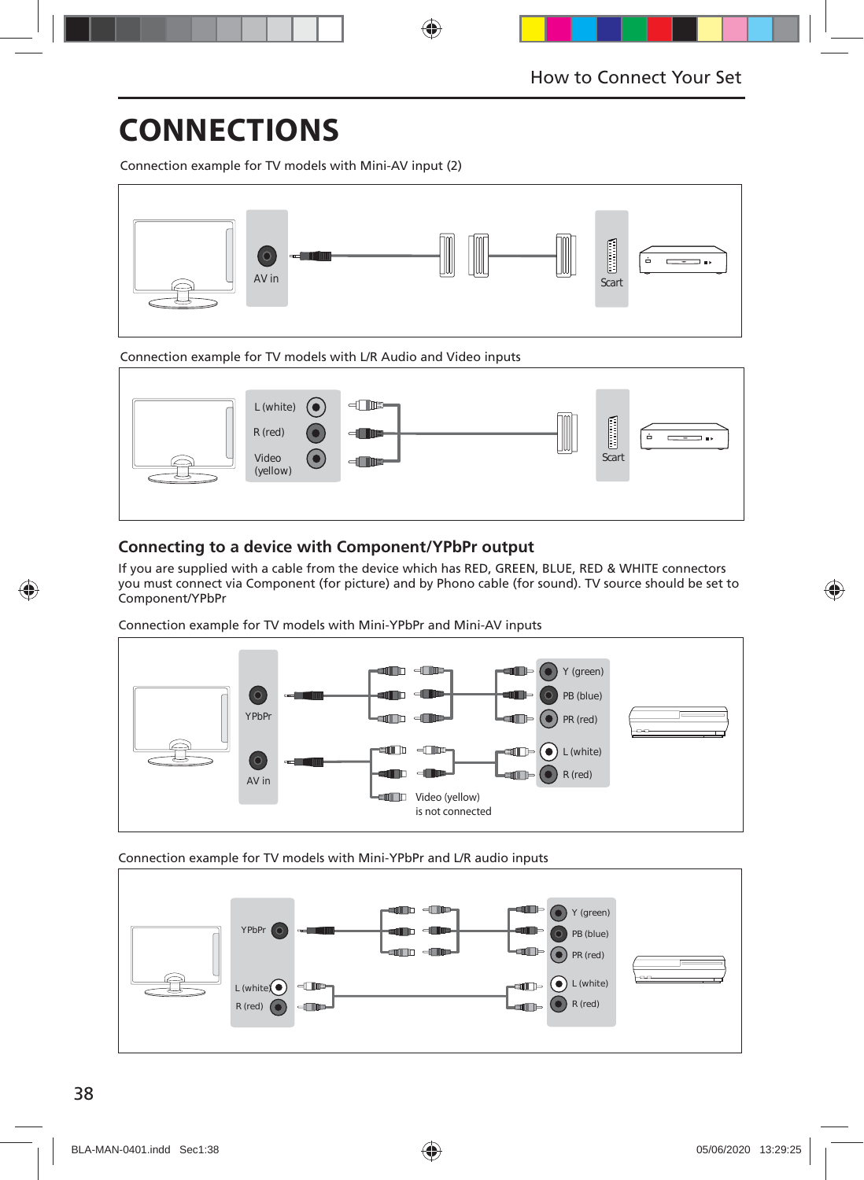# CONNECTIONS

Connection example for TV models with Mini-AV input (2)

AV in

Scart

Connection example for TV models with L/R Audio and Video inputs

L (white)

R (red)

Video (yellow)

Scart

## Connecting to a device with Component/YPbPr output

If you are supplied with a cable from the device which has RED, GREEN, BLUE, RED & WHITE connectors you must connect via Component (for picture) and by Phono cable (for sound). TV source should be set to Component/YPbPr

Connection example for TV models with Mini-YPbPr and Mini-AV inputs

YPbPr

AV in

Y (green)

PB (blue)

PR (red)

L (white)

R (red)

Video (yellow) is not connected

Connection example for TV models with Mini-YPbPr and L/R audio inputs

YPbPr

L (white)

R (red)

Y (green)

PB (blue)

PR (red)

L (white)

R (red)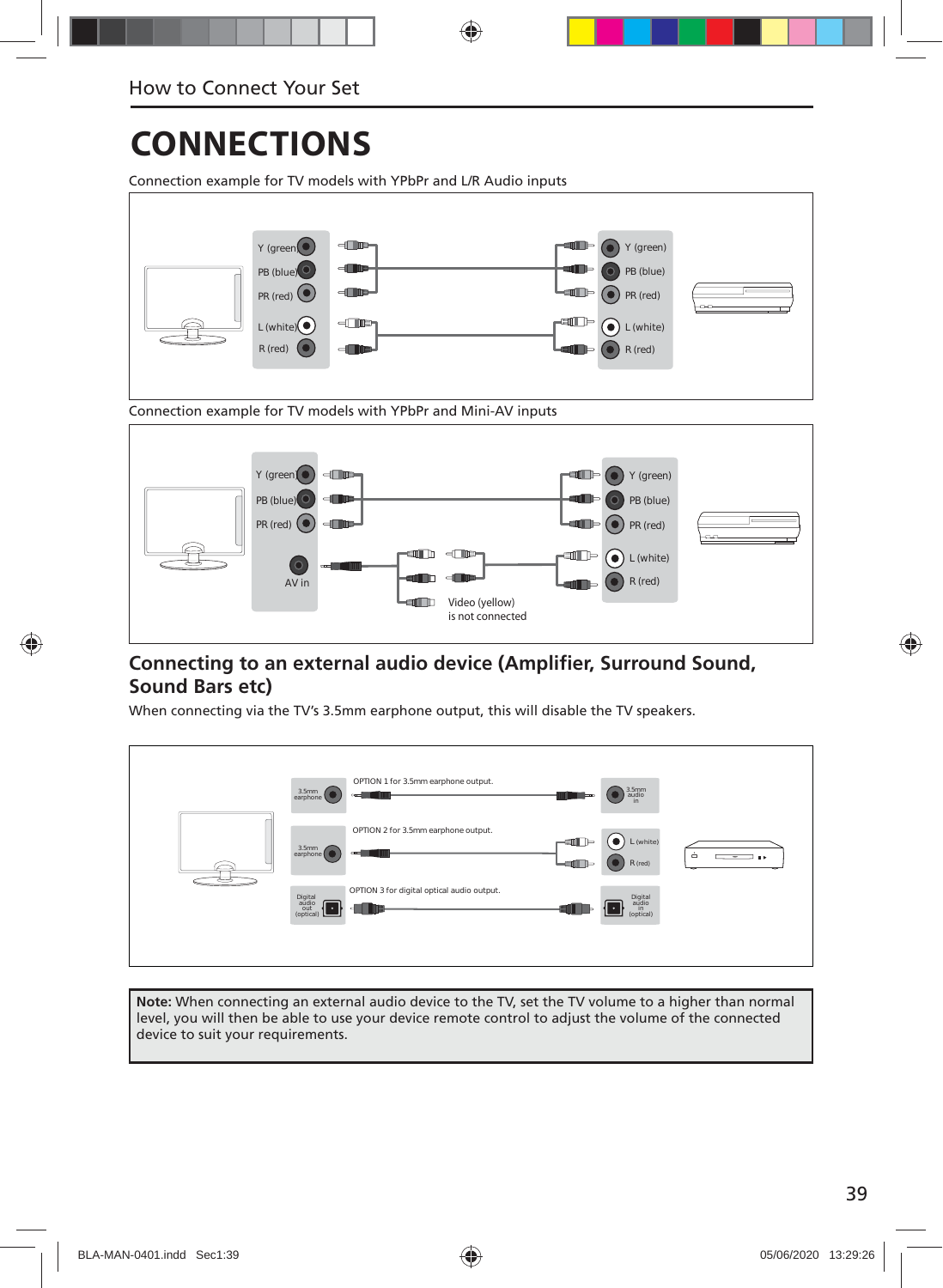# CONNECTIONS

Connection example for TV models with YPbPr and L/R Audio inputs

Y (green) PB (blue) PR (red) L (white) R (red)

Y (green) PB (blue) PR (red) L (white) R (red)

Connection example for TV models with YPbPr and Mini-AV inputs

Y (green) PB (blue) PR (red) AV in

Video (yellow) is not connected

Y (green) PB (blue) PR (red) L (white) R (red)

## Connecting to an external audio device (Amplifier, Surround Sound, Sound Bars etc)

When connecting via the TV's 3.5mm earphone output, this will disable the TV speakers.

3.5mm earphone — OPTION 1 for 3.5mm earphone output. — 3.5mm audio in

3.5mm earphone — OPTION 2 for 3.5mm earphone output. — L (white) R (red)

Digital audio out (optical) — OPTION 3 for digital optical audio output. — Digital audio in (optical)

**Note:** When connecting an external audio device to the TV, set the TV volume to a higher than normal level, you will then be able to use your device remote control to adjust the volume of the connected device to suit your requirements.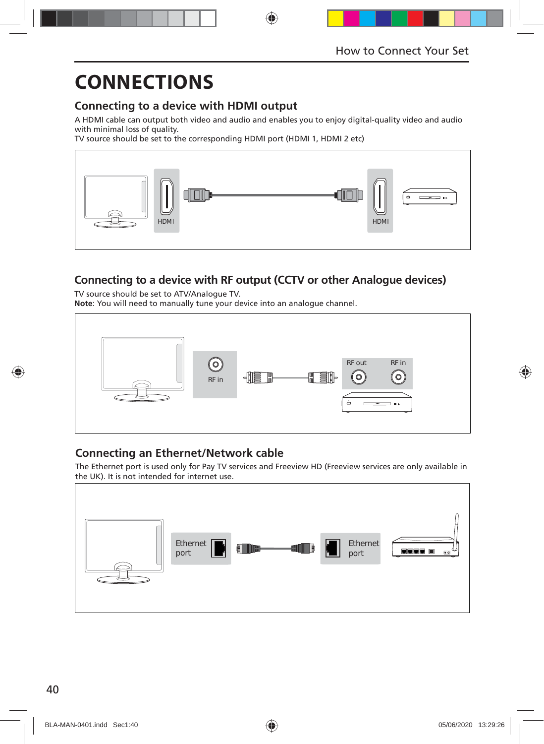# CONNECTIONS

## Connecting to a device with HDMI output

A HDMI cable can output both video and audio and enables you to enjoy digital-quality video and audio with minimal loss of quality.
TV source should be set to the corresponding HDMI port (HDMI 1, HDMI 2 etc)

HDMI HDMI

## Connecting to a device with RF output (CCTV or other Analogue devices)

TV source should be set to ATV/Analogue TV.
**Note**: You will need to manually tune your device into an analogue channel.

RF in RF out RF in

## Connecting an Ethernet/Network cable

The Ethernet port is used only for Pay TV services and Freeview HD (Freeview services are only available in the UK). It is not intended for internet use.

Ethernet port Ethernet port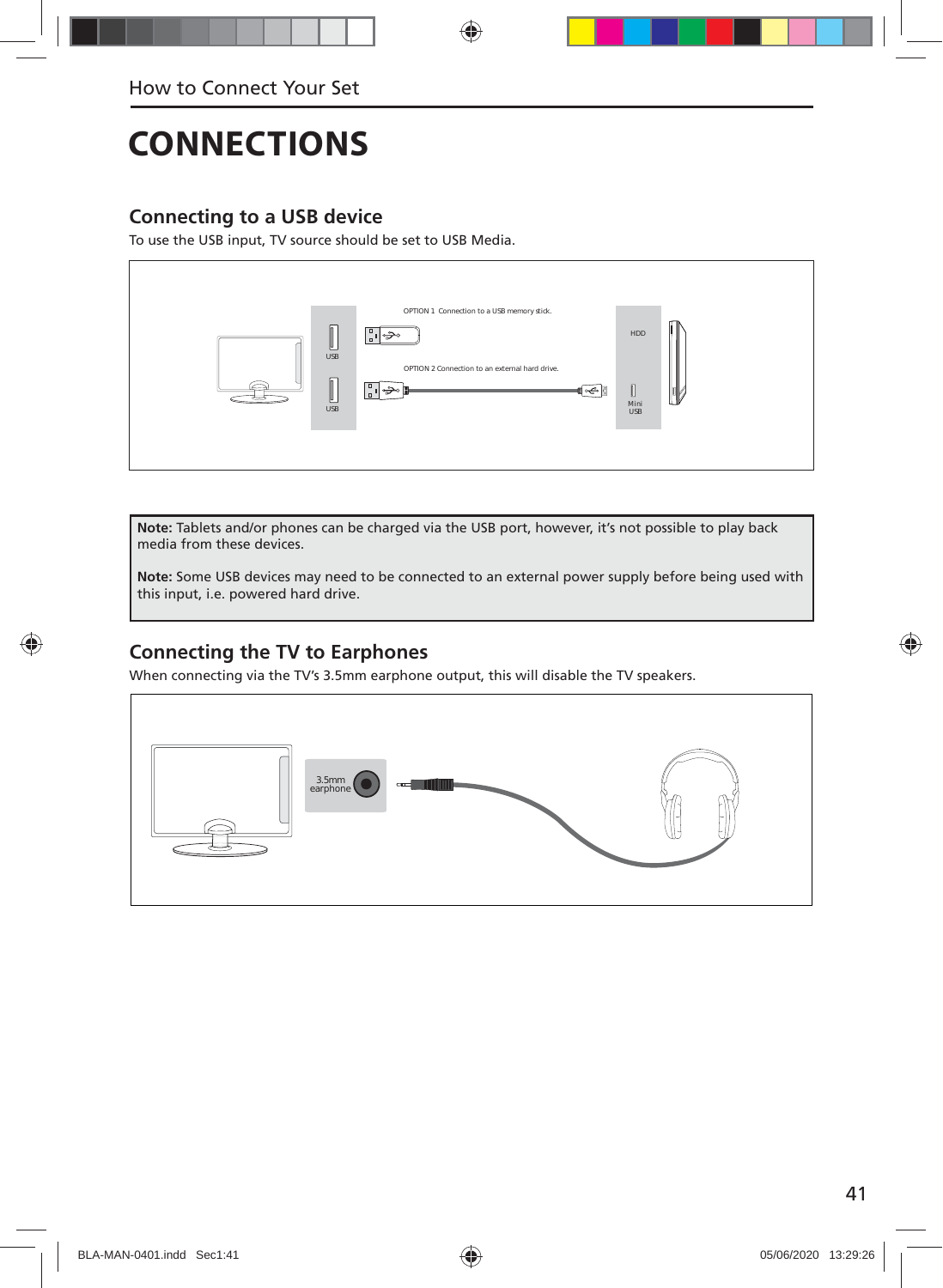# CONNECTIONS

## Connecting to a USB device

To use the USB input, TV source should be set to USB Media.

OPTION 1 Connection to a USB memory stick.

OPTION 2 Connection to an external hard drive.

USB

USB

HDD

Mini USB

**Note:** Tablets and/or phones can be charged via the USB port, however, it's not possible to play back media from these devices.

**Note:** Some USB devices may need to be connected to an external power supply before being used with this input, i.e. powered hard drive.

## Connecting the TV to Earphones

When connecting via the TV's 3.5mm earphone output, this will disable the TV speakers.

3.5mm earphone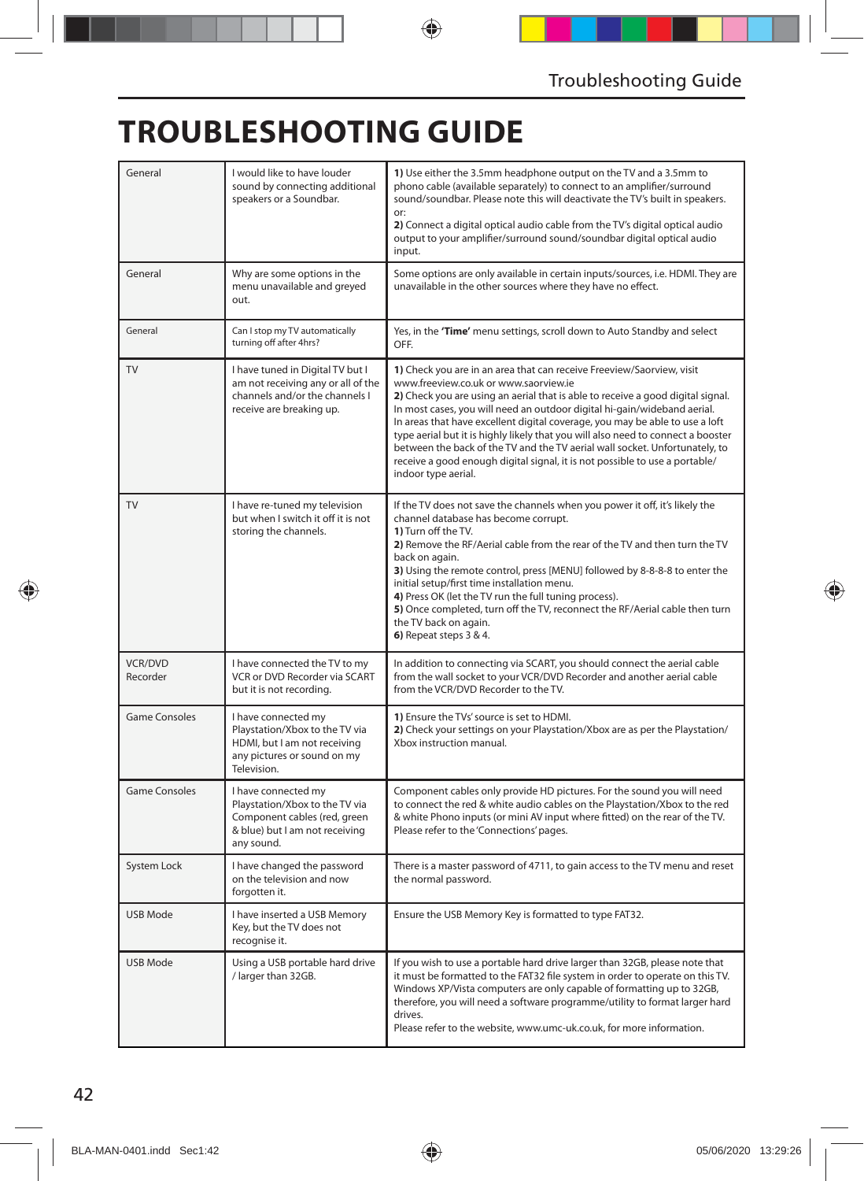# TROUBLESHOOTING GUIDE

| | | |
|---|---|---|
| General | I would like to have louder sound by connecting additional speakers or a Soundbar. | **1)** Use either the 3.5mm headphone output on the TV and a 3.5mm to phono cable (available separately) to connect to an amplifier/surround sound/soundbar. Please note this will deactivate the TV's built in speakers.<br>or:<br>**2)** Connect a digital optical audio cable from the TV's digital optical audio output to your amplifier/surround sound/soundbar digital optical audio input. |
| General | Why are some options in the menu unavailable and greyed out. | Some options are only available in certain inputs/sources, i.e. HDMI. They are unavailable in the other sources where they have no effect. |
| General | Can I stop my TV automatically turning off after 4hrs? | Yes, in the **'Time'** menu settings, scroll down to Auto Standby and select OFF. |
| TV | I have tuned in Digital TV but I am not receiving any or all of the channels and/or the channels I receive are breaking up. | **1)** Check you are in an area that can receive Freeview/Saorview, visit www.freeview.co.uk or www.saorview.ie<br>**2)** Check you are using an aerial that is able to receive a good digital signal. In most cases, you will need an outdoor digital hi-gain/wideband aerial. In areas that have excellent digital coverage, you may be able to use a loft type aerial but it is highly likely that you will also need to connect a booster between the back of the TV and the TV aerial wall socket. Unfortunately, to receive a good enough digital signal, it is not possible to use a portable/ indoor type aerial. |
| TV | I have re-tuned my television but when I switch it off it is not storing the channels. | If the TV does not save the channels when you power it off, it's likely the channel database has become corrupt.<br>**1)** Turn off the TV.<br>**2)** Remove the RF/Aerial cable from the rear of the TV and then turn the TV back on again.<br>**3)** Using the remote control, press [MENU] followed by 8-8-8-8 to enter the initial setup/first time installation menu.<br>**4)** Press OK (let the TV run the full tuning process).<br>**5)** Once completed, turn off the TV, reconnect the RF/Aerial cable then turn the TV back on again.<br>**6)** Repeat steps 3 & 4. |
| VCR/DVD Recorder | I have connected the TV to my VCR or DVD Recorder via SCART but it is not recording. | In addition to connecting via SCART, you should connect the aerial cable from the wall socket to your VCR/DVD Recorder and another aerial cable from the VCR/DVD Recorder to the TV. |
| Game Consoles | I have connected my Playstation/Xbox to the TV via HDMI, but I am not receiving any pictures or sound on my Television. | **1)** Ensure the TVs' source is set to HDMI.<br>**2)** Check your settings on your Playstation/Xbox are as per the Playstation/ Xbox instruction manual. |
| Game Consoles | I have connected my Playstation/Xbox to the TV via Component cables (red, green & blue) but I am not receiving any sound. | Component cables only provide HD pictures. For the sound you will need to connect the red & white audio cables on the Playstation/Xbox to the red & white Phono inputs (or mini AV input where fitted) on the rear of the TV. Please refer to the 'Connections' pages. |
| System Lock | I have changed the password on the television and now forgotten it. | There is a master password of 4711, to gain access to the TV menu and reset the normal password. |
| USB Mode | I have inserted a USB Memory Key, but the TV does not recognise it. | Ensure the USB Memory Key is formatted to type FAT32. |
| USB Mode | Using a USB portable hard drive / larger than 32GB. | If you wish to use a portable hard drive larger than 32GB, please note that it must be formatted to the FAT32 file system in order to operate on this TV. Windows XP/Vista computers are only capable of formatting up to 32GB, therefore, you will need a software programme/utility to format larger hard drives.<br>Please refer to the website, www.umc-uk.co.uk, for more information. |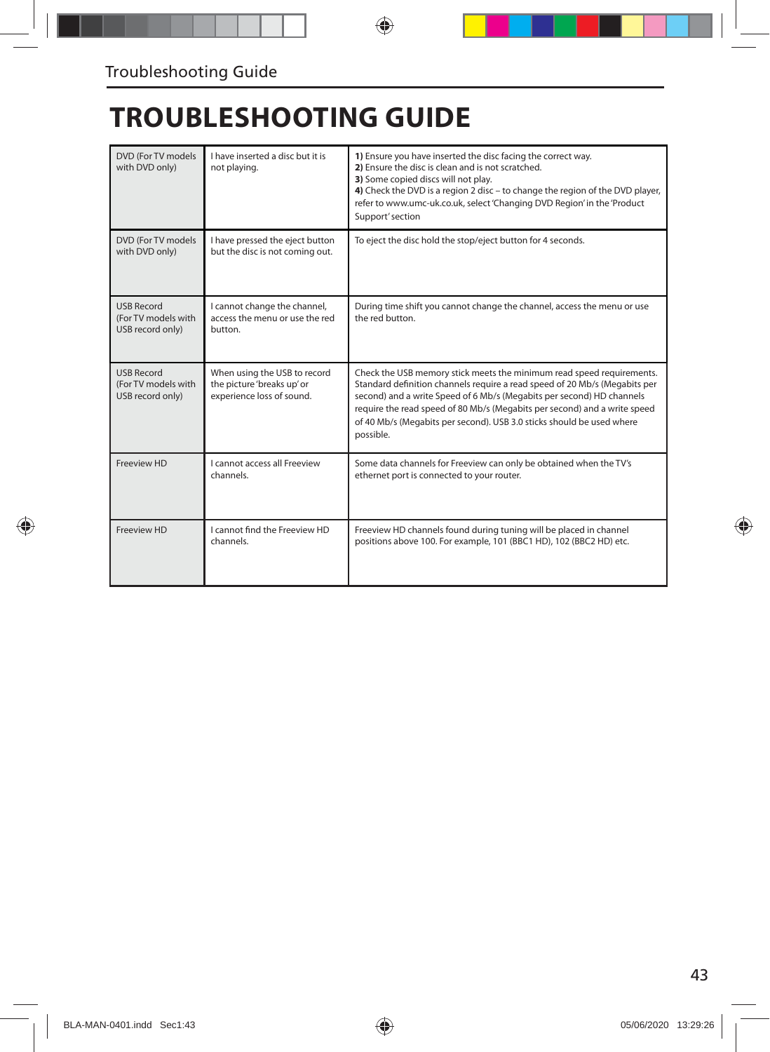# TROUBLESHOOTING GUIDE

| | | |
|---|---|---|
| DVD (For TV models with DVD only) | I have inserted a disc but it is not playing. | **1)** Ensure you have inserted the disc facing the correct way.<br>**2)** Ensure the disc is clean and is not scratched.<br>**3)** Some copied discs will not play.<br>**4)** Check the DVD is a region 2 disc – to change the region of the DVD player, refer to www.umc-uk.co.uk, select 'Changing DVD Region' in the 'Product Support' section |
| DVD (For TV models with DVD only) | I have pressed the eject button but the disc is not coming out. | To eject the disc hold the stop/eject button for 4 seconds. |
| USB Record (For TV models with USB record only) | I cannot change the channel, access the menu or use the red button. | During time shift you cannot change the channel, access the menu or use the red button. |
| USB Record (For TV models with USB record only) | When using the USB to record the picture 'breaks up' or experience loss of sound. | Check the USB memory stick meets the minimum read speed requirements. Standard definition channels require a read speed of 20 Mb/s (Megabits per second) and a write Speed of 6 Mb/s (Megabits per second) HD channels require the read speed of 80 Mb/s (Megabits per second) and a write speed of 40 Mb/s (Megabits per second). USB 3.0 sticks should be used where possible. |
| Freeview HD | I cannot access all Freeview channels. | Some data channels for Freeview can only be obtained when the TV's ethernet port is connected to your router. |
| Freeview HD | I cannot find the Freeview HD channels. | Freeview HD channels found during tuning will be placed in channel positions above 100. For example, 101 (BBC1 HD), 102 (BBC2 HD) etc. |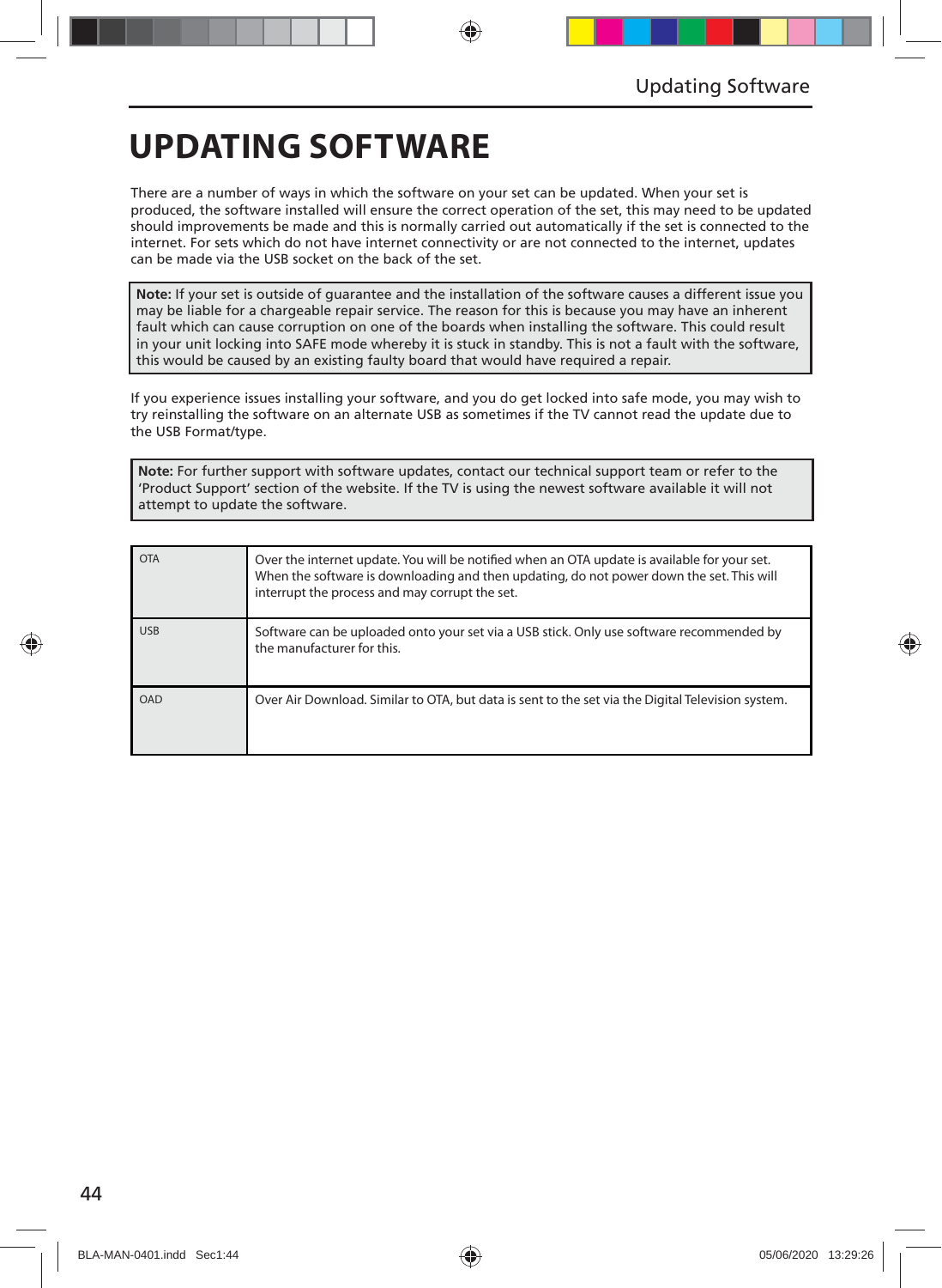# UPDATING SOFTWARE

There are a number of ways in which the software on your set can be updated. When your set is produced, the software installed will ensure the correct operation of the set, this may need to be updated should improvements be made and this is normally carried out automatically if the set is connected to the internet. For sets which do not have internet connectivity or are not connected to the internet, updates can be made via the USB socket on the back of the set.

> **Note:** If your set is outside of guarantee and the installation of the software causes a different issue you may be liable for a chargeable repair service. The reason for this is because you may have an inherent fault which can cause corruption on one of the boards when installing the software. This could result in your unit locking into SAFE mode whereby it is stuck in standby. This is not a fault with the software, this would be caused by an existing faulty board that would have required a repair.

If you experience issues installing your software, and you do get locked into safe mode, you may wish to try reinstalling the software on an alternate USB as sometimes if the TV cannot read the update due to the USB Format/type.

> **Note:** For further support with software updates, contact our technical support team or refer to the 'Product Support' section of the website. If the TV is using the newest software available it will not attempt to update the software.

| | |
|---|---|
| OTA | Over the internet update. You will be notified when an OTA update is available for your set. When the software is downloading and then updating, do not power down the set. This will interrupt the process and may corrupt the set. |
| USB | Software can be uploaded onto your set via a USB stick. Only use software recommended by the manufacturer for this. |
| OAD | Over Air Download. Similar to OTA, but data is sent to the set via the Digital Television system. |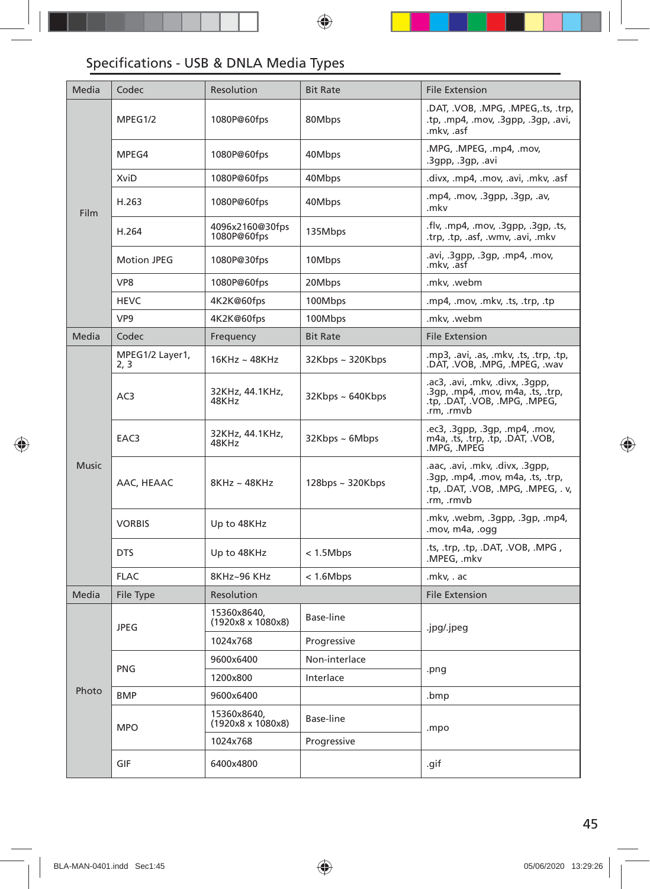## Specifications - USB & DNLA Media Types

| Media | Codec | Resolution | Bit Rate | File Extension |
|---|---|---|---|---|
| Film | MPEG1/2 | 1080P@60fps | 80Mbps | .DAT, .VOB, .MPG, .MPEG,.ts, .trp, .tp, .mp4, .mov, .3gpp, .3gp, .avi, .mkv, .asf |
| | MPEG4 | 1080P@60fps | 40Mbps | .MPG, .MPEG, .mp4, .mov, .3gpp, .3gp, .avi |
| | XviD | 1080P@60fps | 40Mbps | .divx, .mp4, .mov, .avi, .mkv, .asf |
| | H.263 | 1080P@60fps | 40Mbps | .mp4, .mov, .3gpp, .3gp, .av, .mkv |
| | H.264 | 4096x2160@30fps 1080P@60fps | 135Mbps | .flv, .mp4, .mov, .3gpp, .3gp, .ts, .trp, .tp, .asf, .wmv, .avi, .mkv |
| | Motion JPEG | 1080P@30fps | 10Mbps | .avi, .3gpp, .3gp, .mp4, .mov, .mkv, .asf |
| | VP8 | 1080P@60fps | 20Mbps | .mkv, .webm |
| | HEVC | 4K2K@60fps | 100Mbps | .mp4, .mov, .mkv, .ts, .trp, .tp |
| | VP9 | 4K2K@60fps | 100Mbps | .mkv, .webm |
| **Media** | **Codec** | **Frequency** | **Bit Rate** | **File Extension** |
| Music | MPEG1/2 Layer1, 2, 3 | 16KHz ~ 48KHz | 32Kbps ~ 320Kbps | .mp3, .avi, .as, .mkv, .ts, .trp, .tp, .DAT, .VOB, .MPG, .MPEG, .wav |
| | AC3 | 32KHz, 44.1KHz, 48KHz | 32Kbps ~ 640Kbps | .ac3, .avi, .mkv, .divx, .3gpp, .3gp, .mp4, .mov, m4a, .ts, .trp, .tp, .DAT, .VOB, .MPG, .MPEG, .rm, .rmvb |
| | EAC3 | 32KHz, 44.1KHz, 48KHz | 32Kbps ~ 6Mbps | .ec3, .3gpp, .3gp, .mp4, .mov, m4a, .ts, .trp, .tp, .DAT, .VOB, .MPG, .MPEG |
| | AAC, HEAAC | 8KHz ~ 48KHz | 128bps ~ 320Kbps | .aac, .avi, .mkv, .divx, .3gpp, .3gp, .mp4, .mov, m4a, .ts, .trp, .tp, .DAT, .VOB, .MPG, .MPEG, . v, .rm, .rmvb |
| | VORBIS | Up to 48KHz | | .mkv, .webm, .3gpp, .3gp, .mp4, .mov, m4a, .ogg |
| | DTS | Up to 48KHz | < 1.5Mbps | .ts, .trp, .tp, .DAT, .VOB, .MPG , .MPEG, .mkv |
| | FLAC | 8KHz~96 KHz | < 1.6Mbps | .mkv, . ac |
| **Media** | **File Type** | **Resolution** | | **File Extension** |
| Photo | JPEG | 15360x8640, (1920x8 x 1080x8) | Base-line | .jpg/.jpeg |
| | | 1024x768 | Progressive | |
| | PNG | 9600x6400 | Non-interlace | .png |
| | | 1200x800 | Interlace | |
| | BMP | 9600x6400 | | .bmp |
| | MPO | 15360x8640, (1920x8 x 1080x8) | Base-line | .mpo |
| | | 1024x768 | Progressive | |
| | GIF | 6400x4800 | | .gif |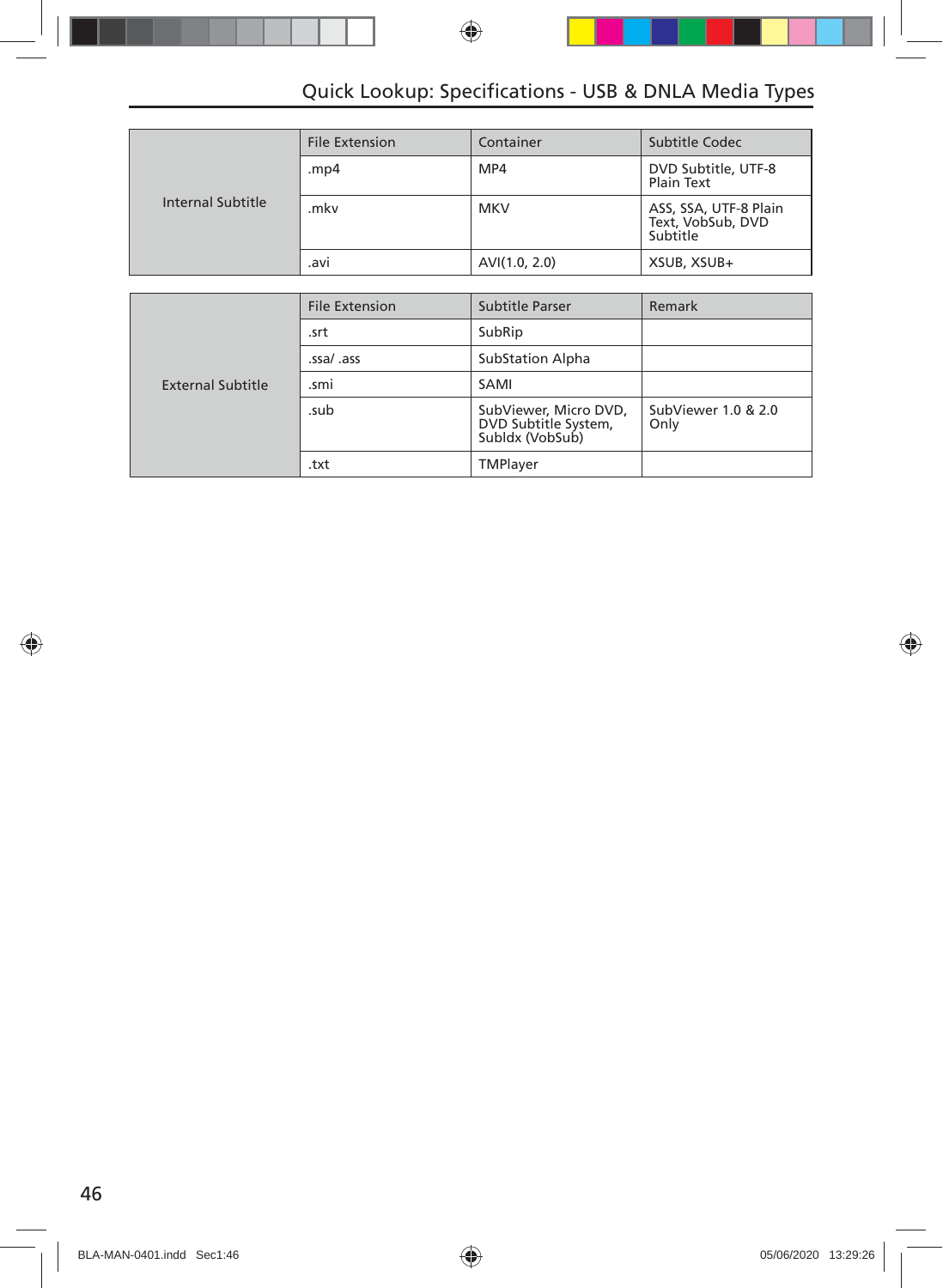## Quick Lookup: Specifications - USB & DNLA Media Types

| | File Extension | Container | Subtitle Codec |
|---|---|---|---|
| Internal Subtitle | .mp4 | MP4 | DVD Subtitle, UTF-8 Plain Text |
| | .mkv | MKV | ASS, SSA, UTF-8 Plain Text, VobSub, DVD Subtitle |
| | .avi | AVI(1.0, 2.0) | XSUB, XSUB+ |

| | File Extension | Subtitle Parser | Remark |
|---|---|---|---|
| External Subtitle | .srt | SubRip | |
| | .ssa/ .ass | SubStation Alpha | |
| | .smi | SAMI | |
| | .sub | SubViewer, Micro DVD, DVD Subtitle System, Subldx (VobSub) | SubViewer 1.0 & 2.0 Only |
| | .txt | TMPlayer | |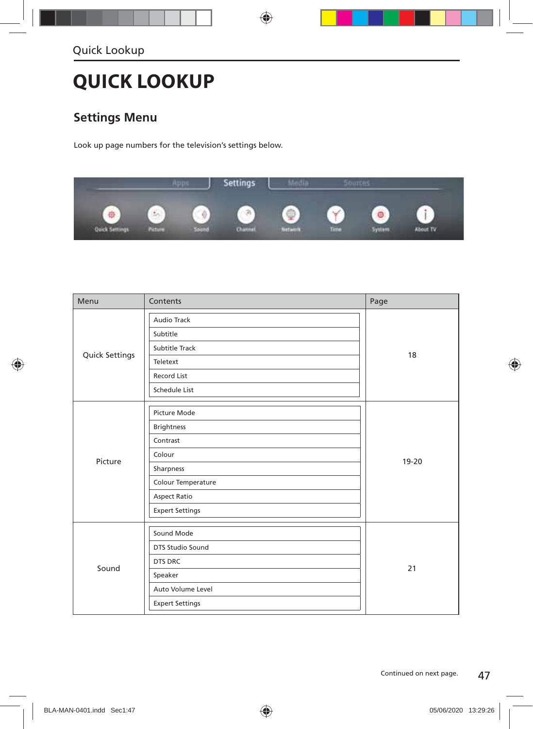# QUICK LOOKUP

## Settings Menu

Look up page numbers for the television's settings below.

| Menu | Contents | Page |
|---|---|---|
| Quick Settings | Audio Track<br>Subtitle<br>Subtitle Track<br>Teletext<br>Record List<br>Schedule List | 18 |
| Picture | Picture Mode<br>Brightness<br>Contrast<br>Colour<br>Sharpness<br>Colour Temperature<br>Aspect Ratio<br>Expert Settings | 19-20 |
| Sound | Sound Mode<br>DTS Studio Sound<br>DTS DRC<br>Speaker<br>Auto Volume Level<br>Expert Settings | 21 |

Continued on next page.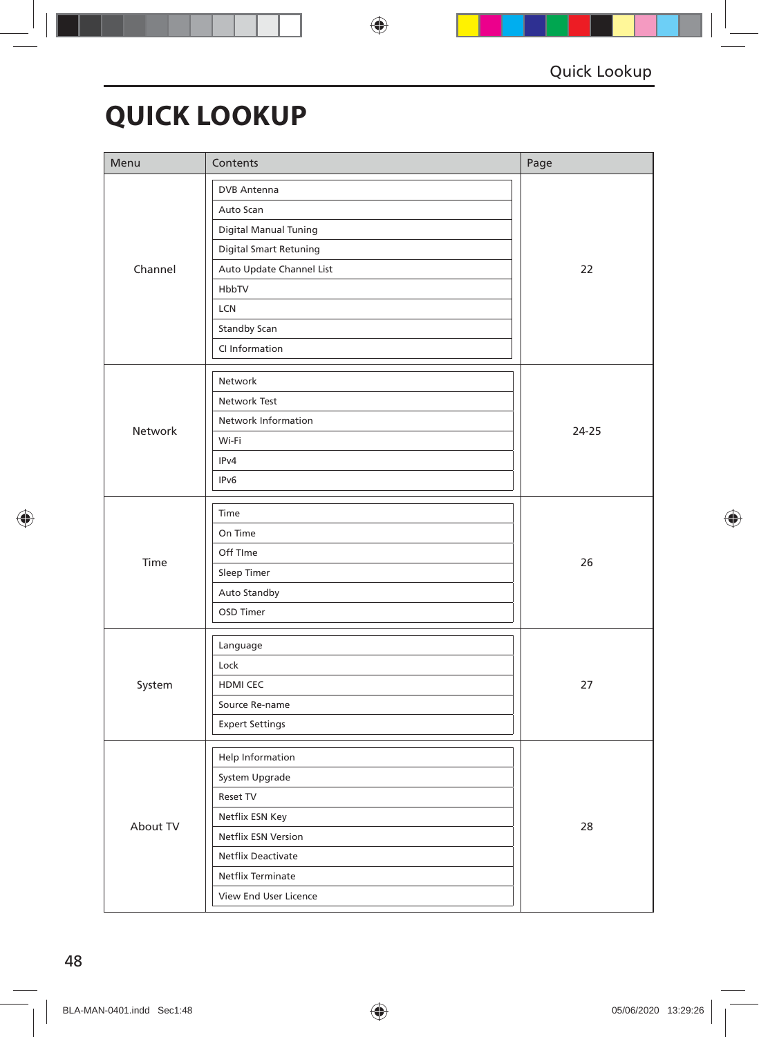# QUICK LOOKUP

| Menu | Contents | Page |
|---|---|---|
| Channel | DVB Antenna<br>Auto Scan<br>Digital Manual Tuning<br>Digital Smart Retuning<br>Auto Update Channel List<br>HbbTV<br>LCN<br>Standby Scan<br>CI Information | 22 |
| Network | Network<br>Network Test<br>Network Information<br>Wi-Fi<br>IPv4<br>IPv6 | 24-25 |
| Time | Time<br>On Time<br>Off TIme<br>Sleep Timer<br>Auto Standby<br>OSD Timer | 26 |
| System | Language<br>Lock<br>HDMI CEC<br>Source Re-name<br>Expert Settings | 27 |
| About TV | Help Information<br>System Upgrade<br>Reset TV<br>Netflix ESN Key<br>Netflix ESN Version<br>Netflix Deactivate<br>Netflix Terminate<br>View End User Licence | 28 |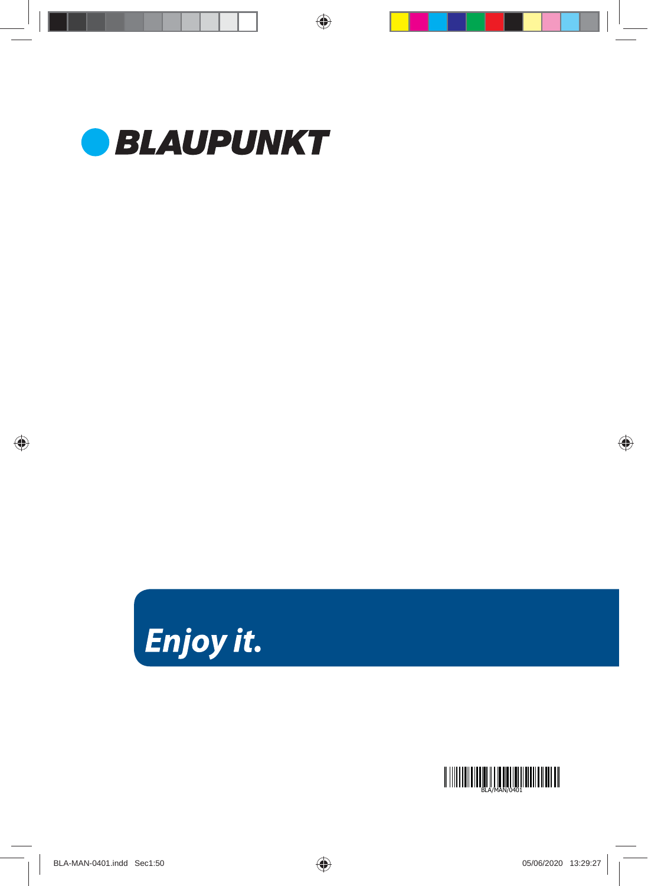BLAUPUNKT

Enjoy it.

BLA/MAN/0401